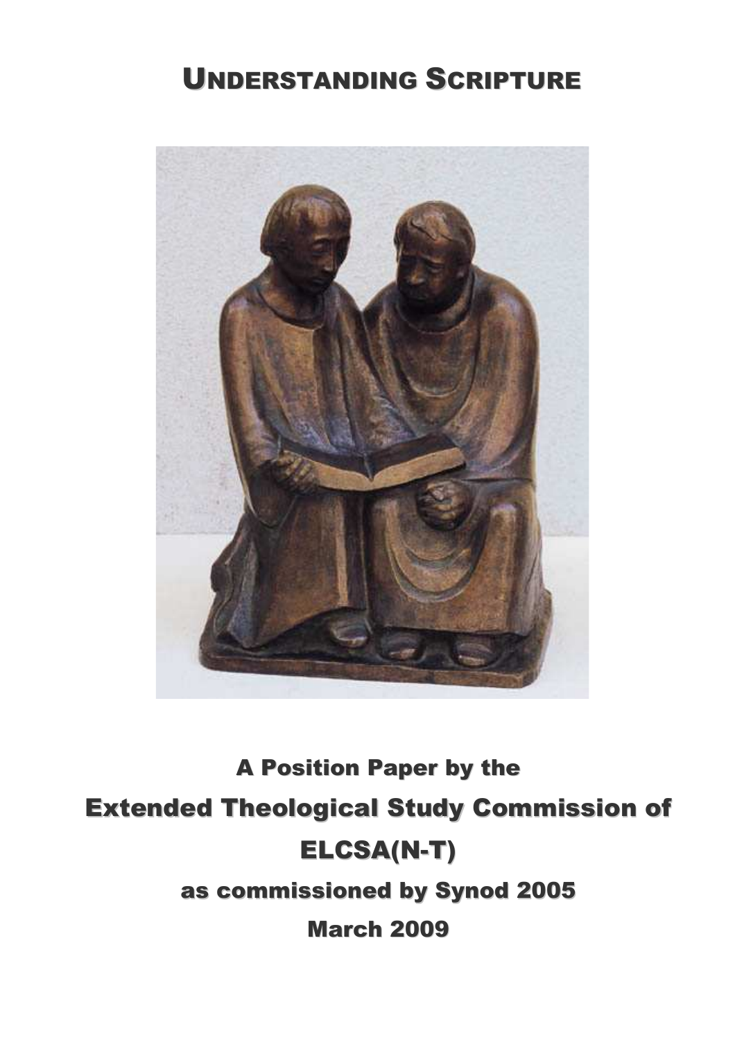# Understanding Scripture

**A Position Paper by the**

**Extended Theological Study Commission of**

**ELCSA(N-T)**

**as commissioned by Synod 2005**

**March 2009**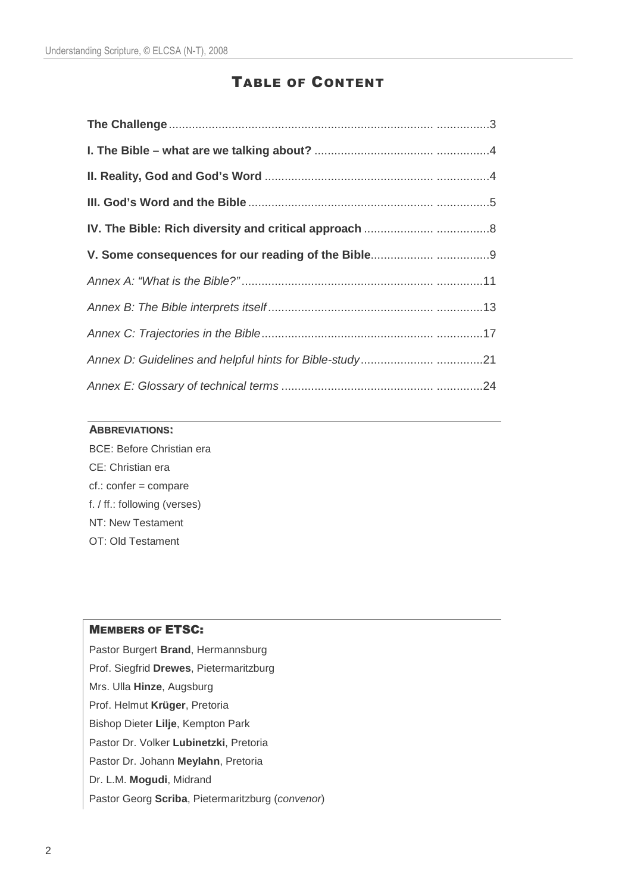# Table of Content

| | |
|---|---|
| **The Challenge** | 3 |
| **I. The Bible – what are we talking about?** | 4 |
| **II. Reality, God and God's Word** | 4 |
| **III. God's Word and the Bible** | 5 |
| **IV. The Bible: Rich diversity and critical approach** | 8 |
| **V. Some consequences for our reading of the Bible** | 9 |
| *Annex A: "What is the Bible?"* | 11 |
| *Annex B: The Bible interprets itself* | 13 |
| *Annex C: Trajectories in the Bible* | 17 |
| *Annex D: Guidelines and helpful hints for Bible-study* | 21 |
| *Annex E: Glossary of technical terms* | 24 |

**ABBREVIATIONS:**

BCE: Before Christian era

CE: Christian era

cf.: confer = compare

f. / ff.: following (verses)

NT: New Testament

OT: Old Testament

**MEMBERS OF ETSC:**

Pastor Burgert **Brand**, Hermannsburg

Prof. Siegfrid **Drewes**, Pietermaritzburg

Mrs. Ulla **Hinze**, Augsburg

Prof. Helmut **Krüger**, Pretoria

Bishop Dieter **Lilje**, Kempton Park

Pastor Dr. Volker **Lubinetzki**, Pretoria

Pastor Dr. Johann **Meylahn**, Pretoria

Dr. L.M. **Mogudi**, Midrand

Pastor Georg **Scriba**, Pietermaritzburg (*convenor*)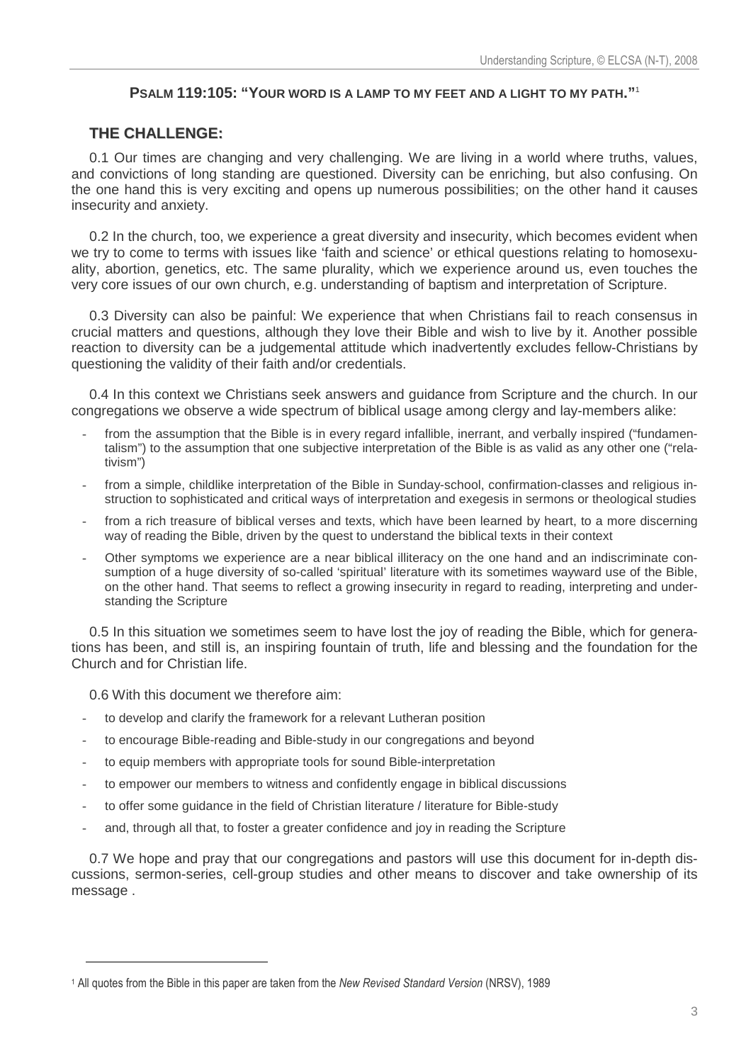**PSALM 119:105: "YOUR WORD IS A LAMP TO MY FEET AND A LIGHT TO MY PATH."**[1]

## THE CHALLENGE:

0.1 Our times are changing and very challenging. We are living in a world where truths, values, and convictions of long standing are questioned. Diversity can be enriching, but also confusing. On the one hand this is very exciting and opens up numerous possibilities; on the other hand it causes insecurity and anxiety.

0.2 In the church, too, we experience a great diversity and insecurity, which becomes evident when we try to come to terms with issues like 'faith and science' or ethical questions relating to homosexuality, abortion, genetics, etc. The same plurality, which we experience around us, even touches the very core issues of our own church, e.g. understanding of baptism and interpretation of Scripture.

0.3 Diversity can also be painful: We experience that when Christians fail to reach consensus in crucial matters and questions, although they love their Bible and wish to live by it. Another possible reaction to diversity can be a judgemental attitude which inadvertently excludes fellow-Christians by questioning the validity of their faith and/or credentials.

0.4 In this context we Christians seek answers and guidance from Scripture and the church. In our congregations we observe a wide spectrum of biblical usage among clergy and lay-members alike:

- from the assumption that the Bible is in every regard infallible, inerrant, and verbally inspired ("fundamentalism") to the assumption that one subjective interpretation of the Bible is as valid as any other one ("relativism")
- from a simple, childlike interpretation of the Bible in Sunday-school, confirmation-classes and religious instruction to sophisticated and critical ways of interpretation and exegesis in sermons or theological studies
- from a rich treasure of biblical verses and texts, which have been learned by heart, to a more discerning way of reading the Bible, driven by the quest to understand the biblical texts in their context
- Other symptoms we experience are a near biblical illiteracy on the one hand and an indiscriminate consumption of a huge diversity of so-called 'spiritual' literature with its sometimes wayward use of the Bible, on the other hand. That seems to reflect a growing insecurity in regard to reading, interpreting and understanding the Scripture

0.5 In this situation we sometimes seem to have lost the joy of reading the Bible, which for generations has been, and still is, an inspiring fountain of truth, life and blessing and the foundation for the Church and for Christian life.

0.6 With this document we therefore aim:

- to develop and clarify the framework for a relevant Lutheran position
- to encourage Bible-reading and Bible-study in our congregations and beyond
- to equip members with appropriate tools for sound Bible-interpretation
- to empower our members to witness and confidently engage in biblical discussions
- to offer some guidance in the field of Christian literature / literature for Bible-study
- and, through all that, to foster a greater confidence and joy in reading the Scripture

0.7 We hope and pray that our congregations and pastors will use this document for in-depth discussions, sermon-series, cell-group studies and other means to discover and take ownership of its message .

---

[1] All quotes from the Bible in this paper are taken from the *New Revised Standard Version* (NRSV), 1989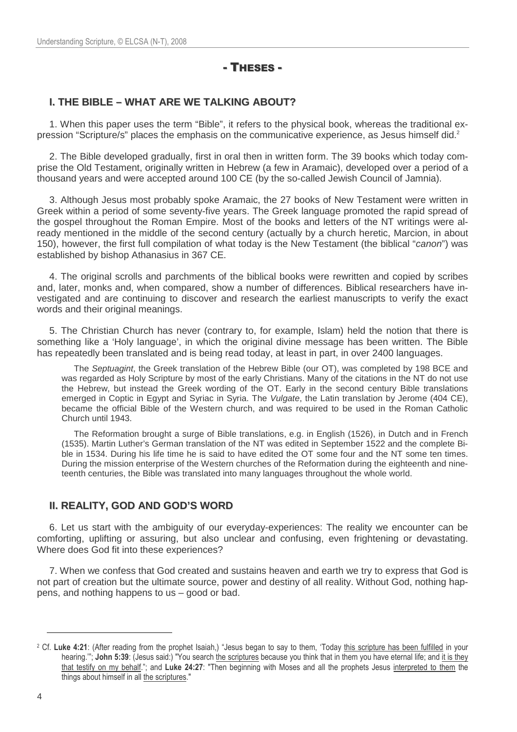# - Theses -

## I. THE BIBLE – WHAT ARE WE TALKING ABOUT?

1. When this paper uses the term "Bible", it refers to the physical book, whereas the traditional expression "Scripture/s" places the emphasis on the communicative experience, as Jesus himself did.[2]

2. The Bible developed gradually, first in oral then in written form. The 39 books which today comprise the Old Testament, originally written in Hebrew (a few in Aramaic), developed over a period of a thousand years and were accepted around 100 CE (by the so-called Jewish Council of Jamnia).

3. Although Jesus most probably spoke Aramaic, the 27 books of New Testament were written in Greek within a period of some seventy-five years. The Greek language promoted the rapid spread of the gospel throughout the Roman Empire. Most of the books and letters of the NT writings were already mentioned in the middle of the second century (actually by a church heretic, Marcion, in about 150), however, the first full compilation of what today is the New Testament (the biblical "*canon*") was established by bishop Athanasius in 367 CE.

4. The original scrolls and parchments of the biblical books were rewritten and copied by scribes and, later, monks and, when compared, show a number of differences. Biblical researchers have investigated and are continuing to discover and research the earliest manuscripts to verify the exact words and their original meanings.

5. The Christian Church has never (contrary to, for example, Islam) held the notion that there is something like a 'Holy language', in which the original divine message has been written. The Bible has repeatedly been translated and is being read today, at least in part, in over 2400 languages.

> The *Septuagint*, the Greek translation of the Hebrew Bible (our OT), was completed by 198 BCE and was regarded as Holy Scripture by most of the early Christians. Many of the citations in the NT do not use the Hebrew, but instead the Greek wording of the OT. Early in the second century Bible translations emerged in Coptic in Egypt and Syriac in Syria. The *Vulgate*, the Latin translation by Jerome (404 CE), became the official Bible of the Western church, and was required to be used in the Roman Catholic Church until 1943.
>
> The Reformation brought a surge of Bible translations, e.g. in English (1526), in Dutch and in French (1535). Martin Luther's German translation of the NT was edited in September 1522 and the complete Bible in 1534. During his life time he is said to have edited the OT some four and the NT some ten times. During the mission enterprise of the Western churches of the Reformation during the eighteenth and nineteenth centuries, the Bible was translated into many languages throughout the whole world.

## II. REALITY, GOD AND GOD'S WORD

6. Let us start with the ambiguity of our everyday-experiences: The reality we encounter can be comforting, uplifting or assuring, but also unclear and confusing, even frightening or devastating. Where does God fit into these experiences?

7. When we confess that God created and sustains heaven and earth we try to express that God is not part of creation but the ultimate source, power and destiny of all reality. Without God, nothing happens, and nothing happens to us – good or bad.

---

[2] Cf. **Luke 4:21**: (After reading from the prophet Isaiah,) "Jesus began to say to them, 'Today this scripture has been fulfilled in your hearing.'"; **John 5:39**: (Jesus said:) "You search the scriptures because you think that in them you have eternal life; and it is they that testify on my behalf."; and **Luke 24:27**: "Then beginning with Moses and all the prophets Jesus interpreted to them the things about himself in all the scriptures."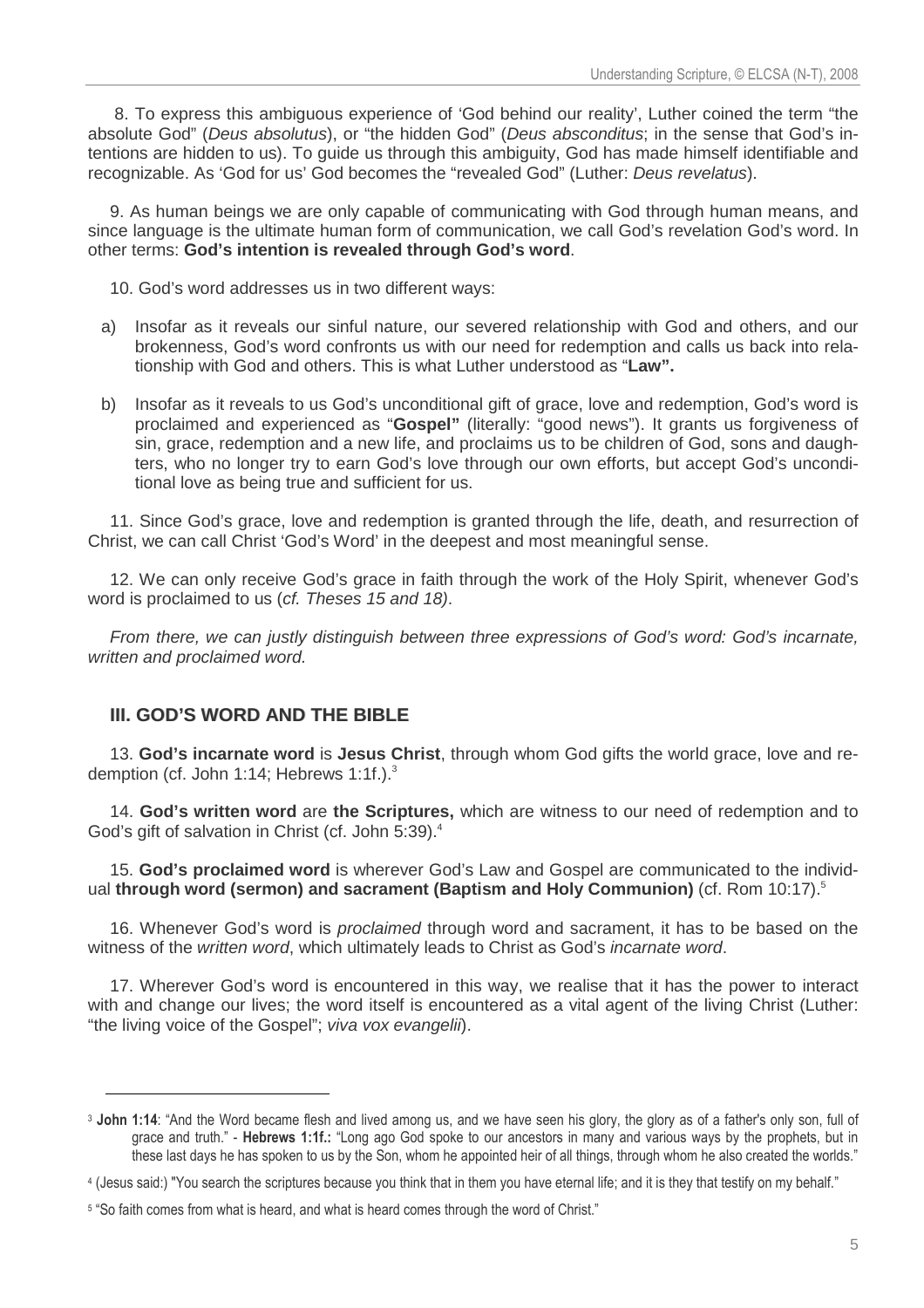8. To express this ambiguous experience of 'God behind our reality', Luther coined the term "the absolute God" (*Deus absolutus*), or "the hidden God" (*Deus absconditus*; in the sense that God's intentions are hidden to us). To guide us through this ambiguity, God has made himself identifiable and recognizable. As 'God for us' God becomes the "revealed God" (Luther: *Deus revelatus*).

9. As human beings we are only capable of communicating with God through human means, and since language is the ultimate human form of communication, we call God's revelation God's word. In other terms: **God's intention is revealed through God's word**.

10. God's word addresses us in two different ways:

a) Insofar as it reveals our sinful nature, our severed relationship with God and others, and our brokenness, God's word confronts us with our need for redemption and calls us back into relationship with God and others. This is what Luther understood as "**Law".**

b) Insofar as it reveals to us God's unconditional gift of grace, love and redemption, God's word is proclaimed and experienced as "**Gospel"** (literally: "good news"). It grants us forgiveness of sin, grace, redemption and a new life, and proclaims us to be children of God, sons and daughters, who no longer try to earn God's love through our own efforts, but accept God's unconditional love as being true and sufficient for us.

11. Since God's grace, love and redemption is granted through the life, death, and resurrection of Christ, we can call Christ 'God's Word' in the deepest and most meaningful sense.

12. We can only receive God's grace in faith through the work of the Holy Spirit, whenever God's word is proclaimed to us (*cf. Theses 15 and 18)*.

*From there, we can justly distinguish between three expressions of God's word: God's incarnate, written and proclaimed word.*

## III. GOD'S WORD AND THE BIBLE

13. **God's incarnate word** is **Jesus Christ**, through whom God gifts the world grace, love and redemption (cf. John 1:14; Hebrews 1:1f.).[3]

14. **God's written word** are **the Scriptures,** which are witness to our need of redemption and to God's gift of salvation in Christ (cf. John 5:39).[4]

15. **God's proclaimed word** is wherever God's Law and Gospel are communicated to the individual **through word (sermon) and sacrament (Baptism and Holy Communion)** (cf. Rom 10:17).[5]

16. Whenever God's word is *proclaimed* through word and sacrament, it has to be based on the witness of the *written word*, which ultimately leads to Christ as God's *incarnate word*.

17. Wherever God's word is encountered in this way, we realise that it has the power to interact with and change our lives; the word itself is encountered as a vital agent of the living Christ (Luther: "the living voice of the Gospel"; *viva vox evangelii*).

---

[3] **John 1:14**: "And the Word became flesh and lived among us, and we have seen his glory, the glory as of a father's only son, full of grace and truth." - **Hebrews 1:1f.:** "Long ago God spoke to our ancestors in many and various ways by the prophets, but in these last days he has spoken to us by the Son, whom he appointed heir of all things, through whom he also created the worlds."

[4] (Jesus said:) "You search the scriptures because you think that in them you have eternal life; and it is they that testify on my behalf."

[5] "So faith comes from what is heard, and what is heard comes through the word of Christ."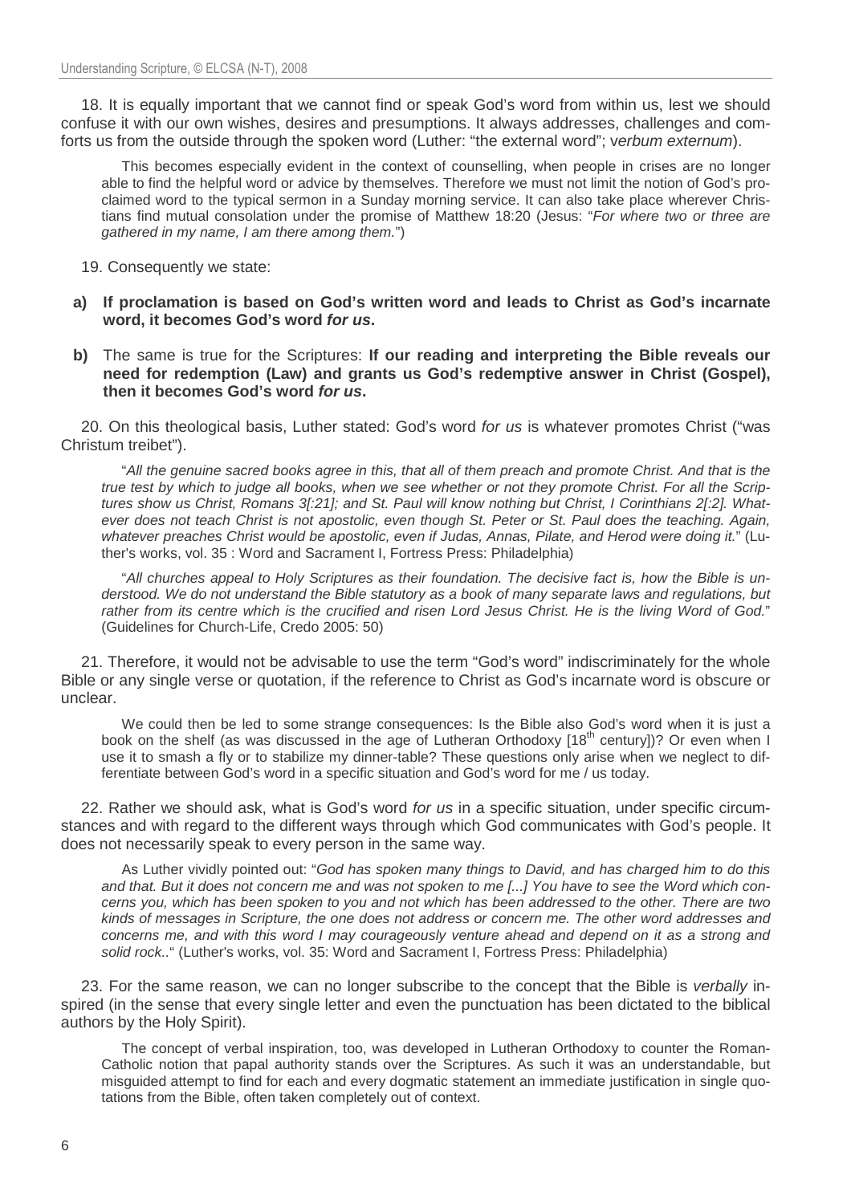18. It is equally important that we cannot find or speak God's word from within us, lest we should confuse it with our own wishes, desires and presumptions. It always addresses, challenges and comforts us from the outside through the spoken word (Luther: "the external word"; v*erbum externum*).

This becomes especially evident in the context of counselling, when people in crises are no longer able to find the helpful word or advice by themselves. Therefore we must not limit the notion of God's proclaimed word to the typical sermon in a Sunday morning service. It can also take place wherever Christians find mutual consolation under the promise of Matthew 18:20 (Jesus: "*For where two or three are gathered in my name, I am there among them.*")

19. Consequently we state:

**a) If proclamation is based on God's written word and leads to Christ as God's incarnate word, it becomes God's word *for us*.**

**b)** The same is true for the Scriptures: **If our reading and interpreting the Bible reveals our need for redemption (Law) and grants us God's redemptive answer in Christ (Gospel), then it becomes God's word *for us*.**

20. On this theological basis, Luther stated: God's word *for us* is whatever promotes Christ ("was Christum treibet").

"*All the genuine sacred books agree in this, that all of them preach and promote Christ. And that is the true test by which to judge all books, when we see whether or not they promote Christ. For all the Scriptures show us Christ, Romans 3[:21]; and St. Paul will know nothing but Christ, I Corinthians 2[:2]. Whatever does not teach Christ is not apostolic, even though St. Peter or St. Paul does the teaching. Again, whatever preaches Christ would be apostolic, even if Judas, Annas, Pilate, and Herod were doing it.*" (Luther's works, vol. 35 : Word and Sacrament I, Fortress Press: Philadelphia)

"*All churches appeal to Holy Scriptures as their foundation. The decisive fact is, how the Bible is understood. We do not understand the Bible statutory as a book of many separate laws and regulations, but rather from its centre which is the crucified and risen Lord Jesus Christ. He is the living Word of God.*" (Guidelines for Church-Life, Credo 2005: 50)

21. Therefore, it would not be advisable to use the term "God's word" indiscriminately for the whole Bible or any single verse or quotation, if the reference to Christ as God's incarnate word is obscure or unclear.

We could then be led to some strange consequences: Is the Bible also God's word when it is just a book on the shelf (as was discussed in the age of Lutheran Orthodoxy [18th century])? Or even when I use it to smash a fly or to stabilize my dinner-table? These questions only arise when we neglect to differentiate between God's word in a specific situation and God's word for me / us today.

22. Rather we should ask, what is God's word *for us* in a specific situation, under specific circumstances and with regard to the different ways through which God communicates with God's people. It does not necessarily speak to every person in the same way.

As Luther vividly pointed out: "*God has spoken many things to David, and has charged him to do this and that. But it does not concern me and was not spoken to me [...] You have to see the Word which concerns you, which has been spoken to you and not which has been addressed to the other. There are two kinds of messages in Scripture, the one does not address or concern me. The other word addresses and concerns me, and with this word I may courageously venture ahead and depend on it as a strong and solid rock..*" (Luther's works, vol. 35: Word and Sacrament I, Fortress Press: Philadelphia)

23. For the same reason, we can no longer subscribe to the concept that the Bible is *verbally* inspired (in the sense that every single letter and even the punctuation has been dictated to the biblical authors by the Holy Spirit).

The concept of verbal inspiration, too, was developed in Lutheran Orthodoxy to counter the Roman-Catholic notion that papal authority stands over the Scriptures. As such it was an understandable, but misguided attempt to find for each and every dogmatic statement an immediate justification in single quotations from the Bible, often taken completely out of context.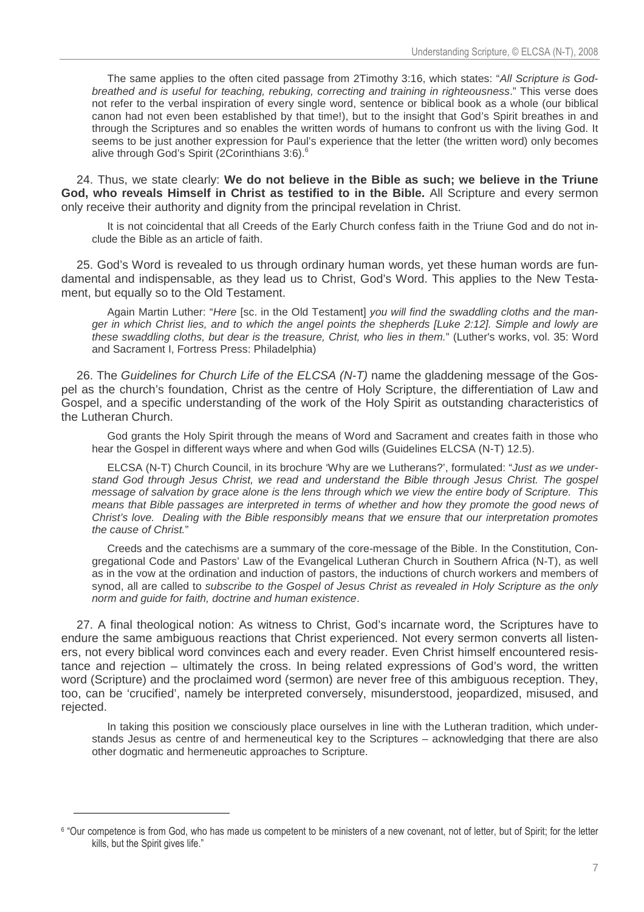The same applies to the often cited passage from 2Timothy 3:16, which states: "*All Scripture is God-breathed and is useful for teaching, rebuking, correcting and training in righteousness*." This verse does not refer to the verbal inspiration of every single word, sentence or biblical book as a whole (our biblical canon had not even been established by that time!), but to the insight that God's Spirit breathes in and through the Scriptures and so enables the written words of humans to confront us with the living God. It seems to be just another expression for Paul's experience that the letter (the written word) only becomes alive through God's Spirit (2Corinthians 3:6).[6]

24. Thus, we state clearly: **We do not believe in the Bible as such; we believe in the Triune God, who reveals Himself in Christ as testified to in the Bible.** All Scripture and every sermon only receive their authority and dignity from the principal revelation in Christ.

It is not coincidental that all Creeds of the Early Church confess faith in the Triune God and do not include the Bible as an article of faith.

25. God's Word is revealed to us through ordinary human words, yet these human words are fundamental and indispensable, as they lead us to Christ, God's Word. This applies to the New Testament, but equally so to the Old Testament.

Again Martin Luther: "*Here* [sc. in the Old Testament] *you will find the swaddling cloths and the manger in which Christ lies, and to which the angel points the shepherds [Luke 2:12]. Simple and lowly are these swaddling cloths, but dear is the treasure, Christ, who lies in them.*" (Luther's works, vol. 35: Word and Sacrament I, Fortress Press: Philadelphia)

26. The *Guidelines for Church Life of the ELCSA (N-T)* name the gladdening message of the Gospel as the church's foundation, Christ as the centre of Holy Scripture, the differentiation of Law and Gospel, and a specific understanding of the work of the Holy Spirit as outstanding characteristics of the Lutheran Church.

God grants the Holy Spirit through the means of Word and Sacrament and creates faith in those who hear the Gospel in different ways where and when God wills (Guidelines ELCSA (N-T) 12.5).

ELCSA (N-T) Church Council, in its brochure 'Why are we Lutherans?', formulated: "*Just as we understand God through Jesus Christ, we read and understand the Bible through Jesus Christ. The gospel message of salvation by grace alone is the lens through which we view the entire body of Scripture. This means that Bible passages are interpreted in terms of whether and how they promote the good news of Christ's love. Dealing with the Bible responsibly means that we ensure that our interpretation promotes the cause of Christ.*"

Creeds and the catechisms are a summary of the core-message of the Bible. In the Constitution, Congregational Code and Pastors' Law of the Evangelical Lutheran Church in Southern Africa (N-T), as well as in the vow at the ordination and induction of pastors, the inductions of church workers and members of synod, all are called to *subscribe to the Gospel of Jesus Christ as revealed in Holy Scripture as the only norm and guide for faith, doctrine and human existence*.

27. A final theological notion: As witness to Christ, God's incarnate word, the Scriptures have to endure the same ambiguous reactions that Christ experienced. Not every sermon converts all listeners, not every biblical word convinces each and every reader. Even Christ himself encountered resistance and rejection – ultimately the cross. In being related expressions of God's word, the written word (Scripture) and the proclaimed word (sermon) are never free of this ambiguous reception. They, too, can be 'crucified', namely be interpreted conversely, misunderstood, jeopardized, misused, and rejected.

In taking this position we consciously place ourselves in line with the Lutheran tradition, which understands Jesus as centre of and hermeneutical key to the Scriptures – acknowledging that there are also other dogmatic and hermeneutic approaches to Scripture.

---

[6] "Our competence is from God, who has made us competent to be ministers of a new covenant, not of letter, but of Spirit; for the letter kills, but the Spirit gives life."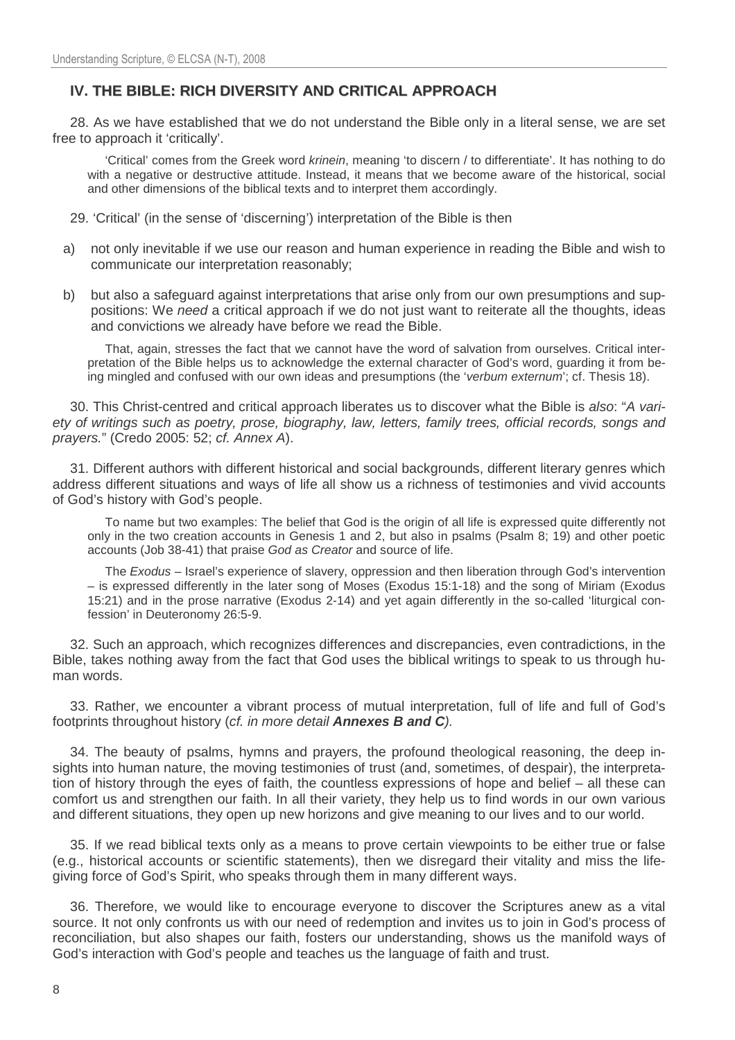## IV. THE BIBLE: RICH DIVERSITY AND CRITICAL APPROACH

28. As we have established that we do not understand the Bible only in a literal sense, we are set free to approach it 'critically'.

> 'Critical' comes from the Greek word *krinein*, meaning 'to discern / to differentiate'. It has nothing to do with a negative or destructive attitude. Instead, it means that we become aware of the historical, social and other dimensions of the biblical texts and to interpret them accordingly.

29. 'Critical' (in the sense of 'discerning') interpretation of the Bible is then

a) not only inevitable if we use our reason and human experience in reading the Bible and wish to communicate our interpretation reasonably;

b) but also a safeguard against interpretations that arise only from our own presumptions and suppositions: We *need* a critical approach if we do not just want to reiterate all the thoughts, ideas and convictions we already have before we read the Bible.

> That, again, stresses the fact that we cannot have the word of salvation from ourselves. Critical interpretation of the Bible helps us to acknowledge the external character of God's word, guarding it from being mingled and confused with our own ideas and presumptions (the '*verbum externum*'; cf. Thesis 18).

30. This Christ-centred and critical approach liberates us to discover what the Bible is *also*: "*A variety of writings such as poetry, prose, biography, law, letters, family trees, official records, songs and prayers.*" (Credo 2005: 52; *cf. Annex A*).

31. Different authors with different historical and social backgrounds, different literary genres which address different situations and ways of life all show us a richness of testimonies and vivid accounts of God's history with God's people.

> To name but two examples: The belief that God is the origin of all life is expressed quite differently not only in the two creation accounts in Genesis 1 and 2, but also in psalms (Psalm 8; 19) and other poetic accounts (Job 38-41) that praise *God as Creator* and source of life.
>
> The *Exodus* – Israel's experience of slavery, oppression and then liberation through God's intervention – is expressed differently in the later song of Moses (Exodus 15:1-18) and the song of Miriam (Exodus 15:21) and in the prose narrative (Exodus 2-14) and yet again differently in the so-called 'liturgical confession' in Deuteronomy 26:5-9.

32. Such an approach, which recognizes differences and discrepancies, even contradictions, in the Bible, takes nothing away from the fact that God uses the biblical writings to speak to us through human words.

33. Rather, we encounter a vibrant process of mutual interpretation, full of life and full of God's footprints throughout history (*cf. in more detail **Annexes B and C***).

34. The beauty of psalms, hymns and prayers, the profound theological reasoning, the deep insights into human nature, the moving testimonies of trust (and, sometimes, of despair), the interpretation of history through the eyes of faith, the countless expressions of hope and belief – all these can comfort us and strengthen our faith. In all their variety, they help us to find words in our own various and different situations, they open up new horizons and give meaning to our lives and to our world.

35. If we read biblical texts only as a means to prove certain viewpoints to be either true or false (e.g., historical accounts or scientific statements), then we disregard their vitality and miss the life-giving force of God's Spirit, who speaks through them in many different ways.

36. Therefore, we would like to encourage everyone to discover the Scriptures anew as a vital source. It not only confronts us with our need of redemption and invites us to join in God's process of reconciliation, but also shapes our faith, fosters our understanding, shows us the manifold ways of God's interaction with God's people and teaches us the language of faith and trust.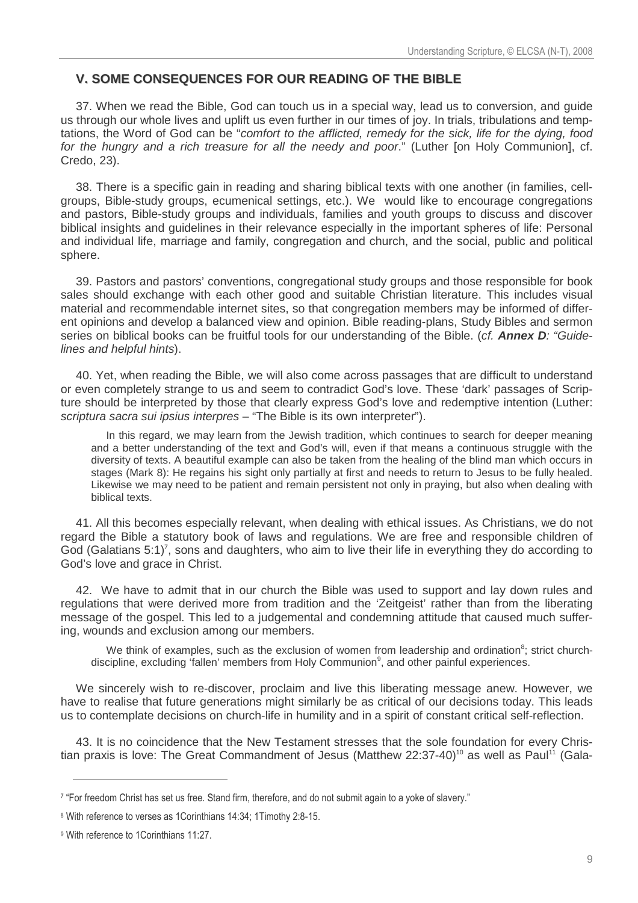## V. SOME CONSEQUENCES FOR OUR READING OF THE BIBLE

37. When we read the Bible, God can touch us in a special way, lead us to conversion, and guide us through our whole lives and uplift us even further in our times of joy. In trials, tribulations and temptations, the Word of God can be "*comfort to the afflicted, remedy for the sick, life for the dying, food for the hungry and a rich treasure for all the needy and poor*." (Luther [on Holy Communion], cf. Credo, 23).

38. There is a specific gain in reading and sharing biblical texts with one another (in families, cell-groups, Bible-study groups, ecumenical settings, etc.). We would like to encourage congregations and pastors, Bible-study groups and individuals, families and youth groups to discuss and discover biblical insights and guidelines in their relevance especially in the important spheres of life: Personal and individual life, marriage and family, congregation and church, and the social, public and political sphere.

39. Pastors and pastors' conventions, congregational study groups and those responsible for book sales should exchange with each other good and suitable Christian literature. This includes visual material and recommendable internet sites, so that congregation members may be informed of different opinions and develop a balanced view and opinion. Bible reading-plans, Study Bibles and sermon series on biblical books can be fruitful tools for our understanding of the Bible. (*cf.* ***Annex D****: "Guidelines and helpful hints*).

40. Yet, when reading the Bible, we will also come across passages that are difficult to understand or even completely strange to us and seem to contradict God's love. These 'dark' passages of Scripture should be interpreted by those that clearly express God's love and redemptive intention (Luther: *scriptura sacra sui ipsius interpres* – "The Bible is its own interpreter").

> In this regard, we may learn from the Jewish tradition, which continues to search for deeper meaning and a better understanding of the text and God's will, even if that means a continuous struggle with the diversity of texts. A beautiful example can also be taken from the healing of the blind man which occurs in stages (Mark 8): He regains his sight only partially at first and needs to return to Jesus to be fully healed. Likewise we may need to be patient and remain persistent not only in praying, but also when dealing with biblical texts.

41. All this becomes especially relevant, when dealing with ethical issues. As Christians, we do not regard the Bible a statutory book of laws and regulations. We are free and responsible children of God (Galatians 5:1)[7], sons and daughters, who aim to live their life in everything they do according to God's love and grace in Christ.

42. We have to admit that in our church the Bible was used to support and lay down rules and regulations that were derived more from tradition and the 'Zeitgeist' rather than from the liberating message of the gospel. This led to a judgemental and condemning attitude that caused much suffering, wounds and exclusion among our members.

> We think of examples, such as the exclusion of women from leadership and ordination[8]; strict church-discipline, excluding 'fallen' members from Holy Communion[9], and other painful experiences.

We sincerely wish to re-discover, proclaim and live this liberating message anew. However, we have to realise that future generations might similarly be as critical of our decisions today. This leads us to contemplate decisions on church-life in humility and in a spirit of constant critical self-reflection.

43. It is no coincidence that the New Testament stresses that the sole foundation for every Christian praxis is love: The Great Commandment of Jesus (Matthew 22:37-40)[10] as well as Paul[11] (Gala-

---

[7] "For freedom Christ has set us free. Stand firm, therefore, and do not submit again to a yoke of slavery."

[8] With reference to verses as 1Corinthians 14:34; 1Timothy 2:8-15.

[9] With reference to 1Corinthians 11:27.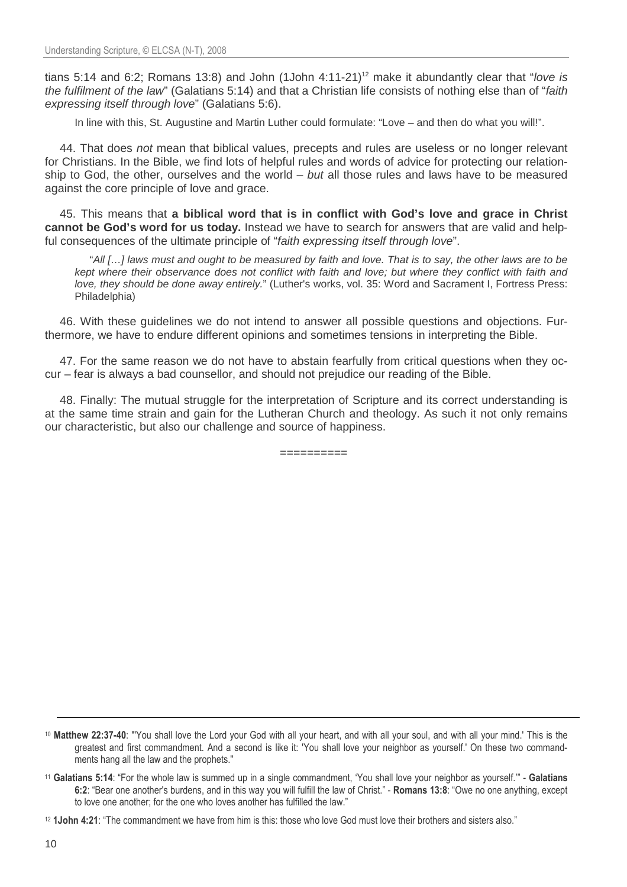tians 5:14 and 6:2; Romans 13:8) and John (1John 4:11-21)[12] make it abundantly clear that "*love is the fulfilment of the law*" (Galatians 5:14) and that a Christian life consists of nothing else than of "*faith expressing itself through love*" (Galatians 5:6).

In line with this, St. Augustine and Martin Luther could formulate: "Love – and then do what you will!".

44. That does *not* mean that biblical values, precepts and rules are useless or no longer relevant for Christians. In the Bible, we find lots of helpful rules and words of advice for protecting our relationship to God, the other, ourselves and the world – *but* all those rules and laws have to be measured against the core principle of love and grace.

45. This means that **a biblical word that is in conflict with God's love and grace in Christ cannot be God's word for us today.** Instead we have to search for answers that are valid and helpful consequences of the ultimate principle of "*faith expressing itself through love*".

"*All […] laws must and ought to be measured by faith and love. That is to say, the other laws are to be kept where their observance does not conflict with faith and love; but where they conflict with faith and love, they should be done away entirely.*" (Luther's works, vol. 35: Word and Sacrament I, Fortress Press: Philadelphia)

46. With these guidelines we do not intend to answer all possible questions and objections. Furthermore, we have to endure different opinions and sometimes tensions in interpreting the Bible.

47. For the same reason we do not have to abstain fearfully from critical questions when they occur – fear is always a bad counsellor, and should not prejudice our reading of the Bible.

48. Finally: The mutual struggle for the interpretation of Scripture and its correct understanding is at the same time strain and gain for the Lutheran Church and theology. As such it not only remains our characteristic, but also our challenge and source of happiness.

==========

---

[10] **Matthew 22:37-40**: "'You shall love the Lord your God with all your heart, and with all your soul, and with all your mind.' This is the greatest and first commandment. And a second is like it: 'You shall love your neighbor as yourself.' On these two commandments hang all the law and the prophets."

[11] **Galatians 5:14**: "For the whole law is summed up in a single commandment, 'You shall love your neighbor as yourself.'" - **Galatians 6:2**: "Bear one another's burdens, and in this way you will fulfill the law of Christ." - **Romans 13:8**: "Owe no one anything, except to love one another; for the one who loves another has fulfilled the law."

[12] **1John 4:21**: "The commandment we have from him is this: those who love God must love their brothers and sisters also."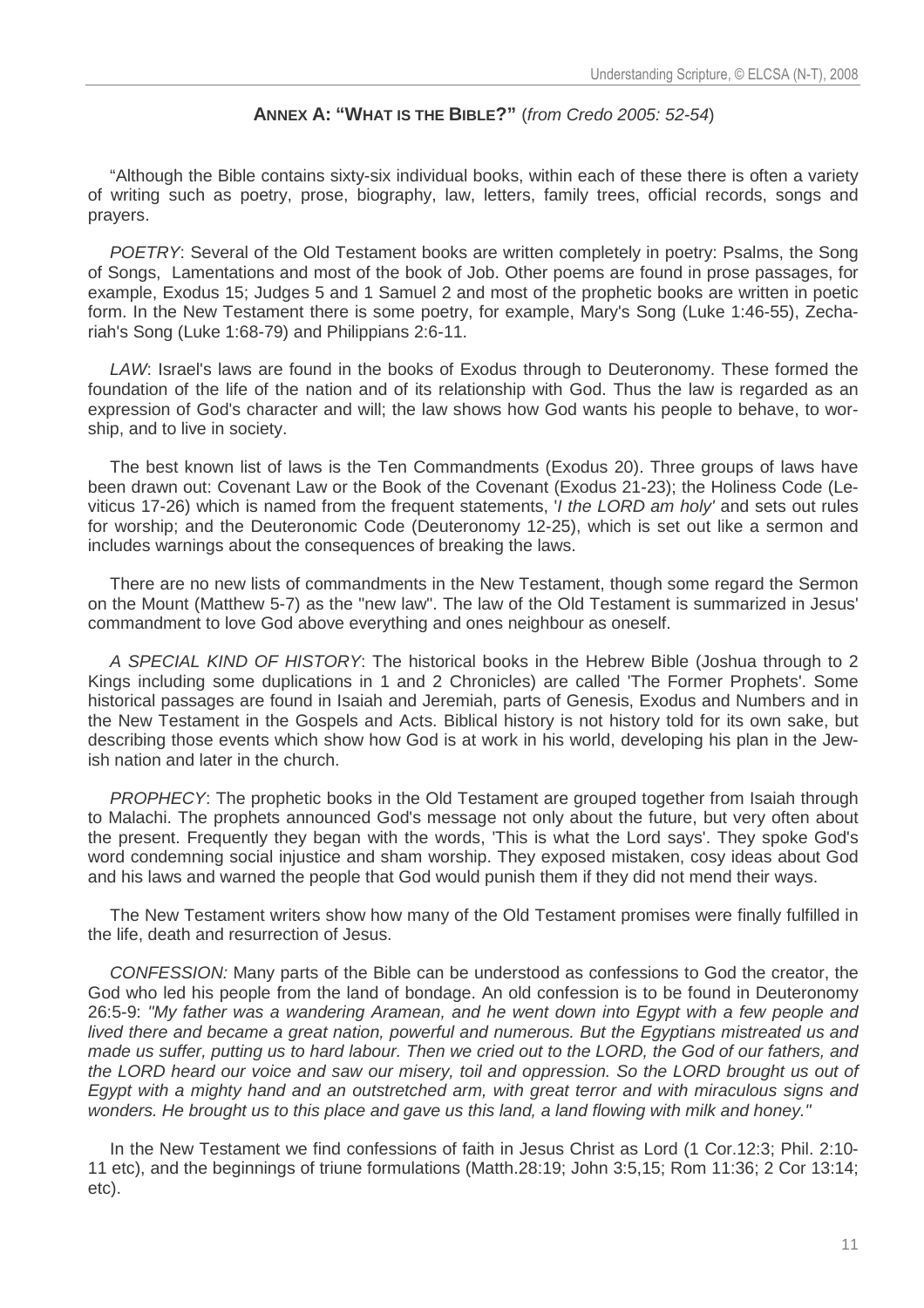## ANNEX A: "WHAT IS THE BIBLE?" (*from Credo 2005: 52-54*)

"Although the Bible contains sixty-six individual books, within each of these there is often a variety of writing such as poetry, prose, biography, law, letters, family trees, official records, songs and prayers.

*POETRY*: Several of the Old Testament books are written completely in poetry: Psalms, the Song of Songs, Lamentations and most of the book of Job. Other poems are found in prose passages, for example, Exodus 15; Judges 5 and 1 Samuel 2 and most of the prophetic books are written in poetic form. In the New Testament there is some poetry, for example, Mary's Song (Luke 1:46-55), Zechariah's Song (Luke 1:68-79) and Philippians 2:6-11.

*LAW*: Israel's laws are found in the books of Exodus through to Deuteronomy. These formed the foundation of the life of the nation and of its relationship with God. Thus the law is regarded as an expression of God's character and will; the law shows how God wants his people to behave, to worship, and to live in society.

The best known list of laws is the Ten Commandments (Exodus 20). Three groups of laws have been drawn out: Covenant Law or the Book of the Covenant (Exodus 21-23); the Holiness Code (Leviticus 17-26) which is named from the frequent statements, '*I the LORD am holy*' and sets out rules for worship; and the Deuteronomic Code (Deuteronomy 12-25), which is set out like a sermon and includes warnings about the consequences of breaking the laws.

There are no new lists of commandments in the New Testament, though some regard the Sermon on the Mount (Matthew 5-7) as the "new law". The law of the Old Testament is summarized in Jesus' commandment to love God above everything and ones neighbour as oneself.

*A SPECIAL KIND OF HISTORY*: The historical books in the Hebrew Bible (Joshua through to 2 Kings including some duplications in 1 and 2 Chronicles) are called 'The Former Prophets'. Some historical passages are found in Isaiah and Jeremiah, parts of Genesis, Exodus and Numbers and in the New Testament in the Gospels and Acts. Biblical history is not history told for its own sake, but describing those events which show how God is at work in his world, developing his plan in the Jewish nation and later in the church.

*PROPHECY*: The prophetic books in the Old Testament are grouped together from Isaiah through to Malachi. The prophets announced God's message not only about the future, but very often about the present. Frequently they began with the words, 'This is what the Lord says'. They spoke God's word condemning social injustice and sham worship. They exposed mistaken, cosy ideas about God and his laws and warned the people that God would punish them if they did not mend their ways.

The New Testament writers show how many of the Old Testament promises were finally fulfilled in the life, death and resurrection of Jesus.

*CONFESSION:* Many parts of the Bible can be understood as confessions to God the creator, the God who led his people from the land of bondage. An old confession is to be found in Deuteronomy 26:5-9: *"My father was a wandering Aramean, and he went down into Egypt with a few people and lived there and became a great nation, powerful and numerous. But the Egyptians mistreated us and made us suffer, putting us to hard labour. Then we cried out to the LORD, the God of our fathers, and the LORD heard our voice and saw our misery, toil and oppression. So the LORD brought us out of Egypt with a mighty hand and an outstretched arm, with great terror and with miraculous signs and wonders. He brought us to this place and gave us this land, a land flowing with milk and honey."*

In the New Testament we find confessions of faith in Jesus Christ as Lord (1 Cor.12:3; Phil. 2:10-11 etc), and the beginnings of triune formulations (Matth.28:19; John 3:5,15; Rom 11:36; 2 Cor 13:14; etc).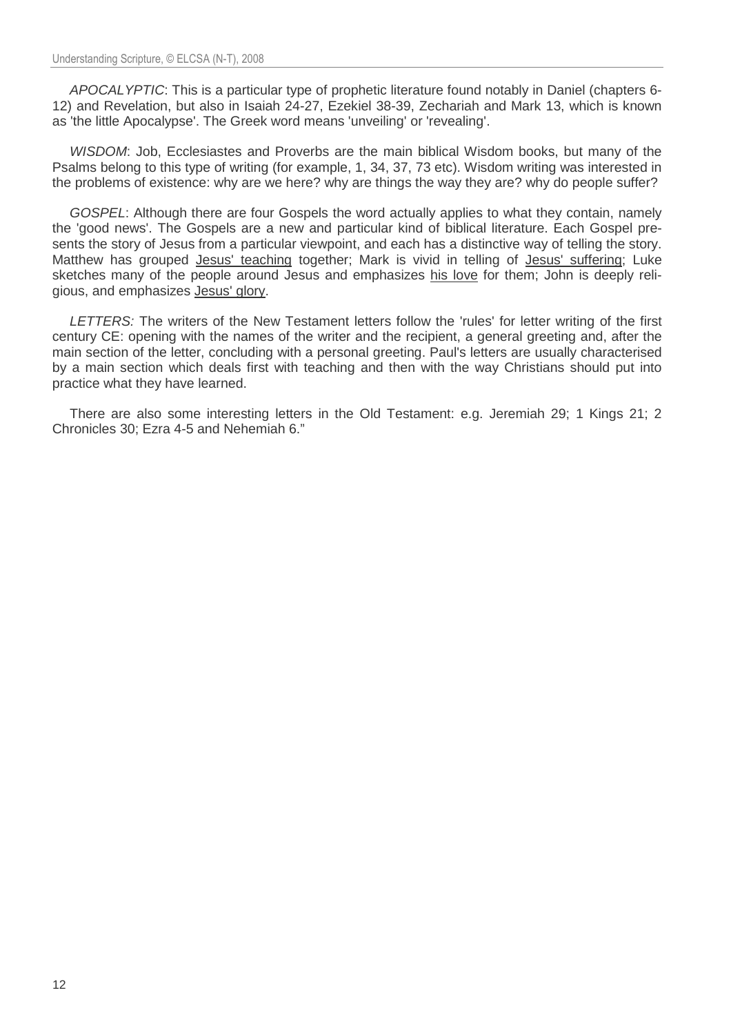*APOCALYPTIC*: This is a particular type of prophetic literature found notably in Daniel (chapters 6-12) and Revelation, but also in Isaiah 24-27, Ezekiel 38-39, Zechariah and Mark 13, which is known as 'the little Apocalypse'. The Greek word means 'unveiling' or 'revealing'.

*WISDOM*: Job, Ecclesiastes and Proverbs are the main biblical Wisdom books, but many of the Psalms belong to this type of writing (for example, 1, 34, 37, 73 etc). Wisdom writing was interested in the problems of existence: why are we here? why are things the way they are? why do people suffer?

*GOSPEL*: Although there are four Gospels the word actually applies to what they contain, namely the 'good news'. The Gospels are a new and particular kind of biblical literature. Each Gospel presents the story of Jesus from a particular viewpoint, and each has a distinctive way of telling the story. Matthew has grouped <u>Jesus' teaching</u> together; Mark is vivid in telling of <u>Jesus' suffering</u>; Luke sketches many of the people around Jesus and emphasizes <u>his love</u> for them; John is deeply religious, and emphasizes <u>Jesus' glory</u>.

*LETTERS:* The writers of the New Testament letters follow the 'rules' for letter writing of the first century CE: opening with the names of the writer and the recipient, a general greeting and, after the main section of the letter, concluding with a personal greeting. Paul's letters are usually characterised by a main section which deals first with teaching and then with the way Christians should put into practice what they have learned.

There are also some interesting letters in the Old Testament: e.g. Jeremiah 29; 1 Kings 21; 2 Chronicles 30; Ezra 4-5 and Nehemiah 6."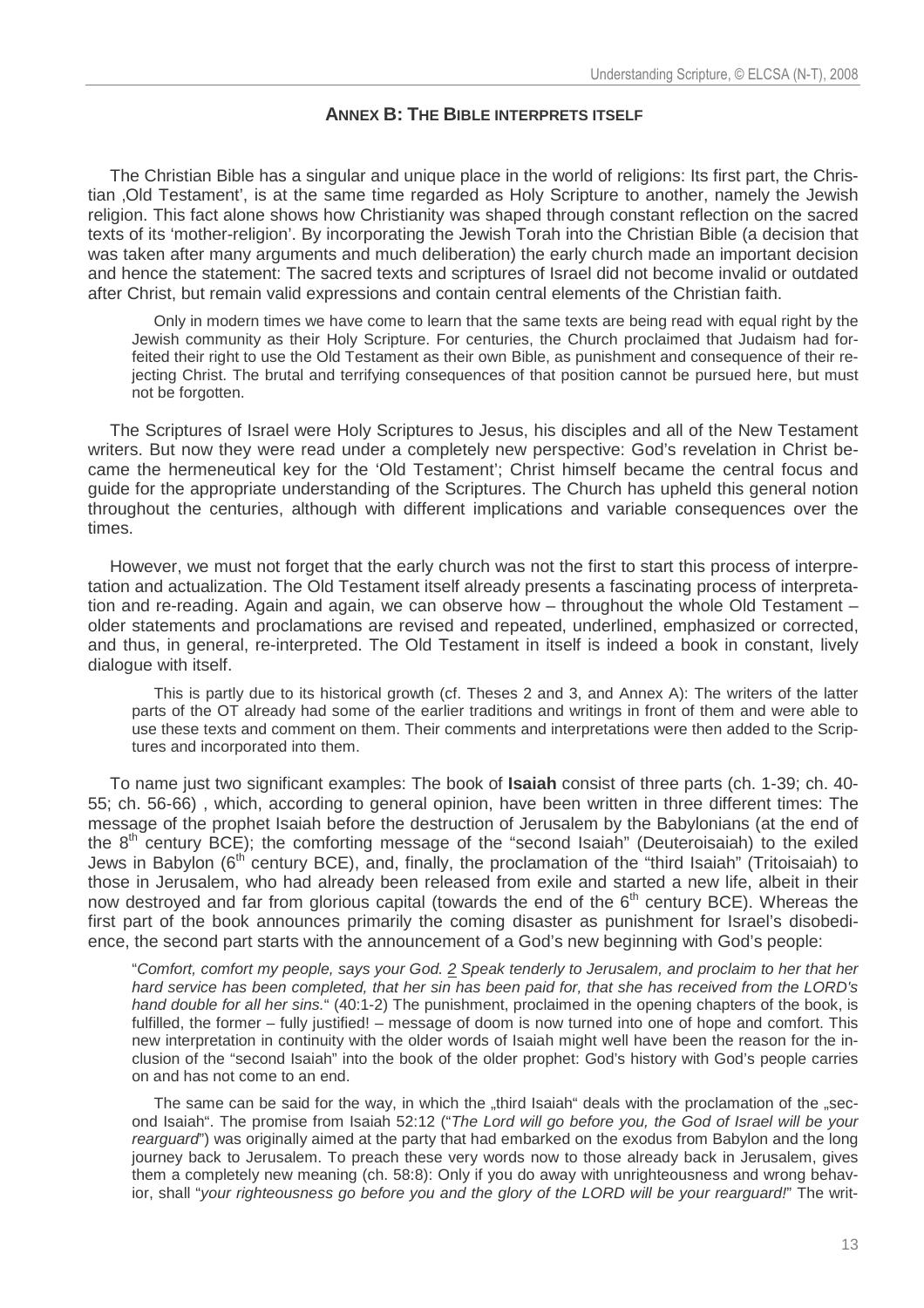## ANNEX B: THE BIBLE INTERPRETS ITSELF

The Christian Bible has a singular and unique place in the world of religions: Its first part, the Christian ‚Old Testament', is at the same time regarded as Holy Scripture to another, namely the Jewish religion. This fact alone shows how Christianity was shaped through constant reflection on the sacred texts of its 'mother-religion'. By incorporating the Jewish Torah into the Christian Bible (a decision that was taken after many arguments and much deliberation) the early church made an important decision and hence the statement: The sacred texts and scriptures of Israel did not become invalid or outdated after Christ, but remain valid expressions and contain central elements of the Christian faith.

> Only in modern times we have come to learn that the same texts are being read with equal right by the Jewish community as their Holy Scripture. For centuries, the Church proclaimed that Judaism had forfeited their right to use the Old Testament as their own Bible, as punishment and consequence of their rejecting Christ. The brutal and terrifying consequences of that position cannot be pursued here, but must not be forgotten.

The Scriptures of Israel were Holy Scriptures to Jesus, his disciples and all of the New Testament writers. But now they were read under a completely new perspective: God's revelation in Christ became the hermeneutical key for the 'Old Testament'; Christ himself became the central focus and guide for the appropriate understanding of the Scriptures. The Church has upheld this general notion throughout the centuries, although with different implications and variable consequences over the times.

However, we must not forget that the early church was not the first to start this process of interpretation and actualization. The Old Testament itself already presents a fascinating process of interpretation and re-reading. Again and again, we can observe how – throughout the whole Old Testament – older statements and proclamations are revised and repeated, underlined, emphasized or corrected, and thus, in general, re-interpreted. The Old Testament in itself is indeed a book in constant, lively dialogue with itself.

> This is partly due to its historical growth (cf. Theses 2 and 3, and Annex A): The writers of the latter parts of the OT already had some of the earlier traditions and writings in front of them and were able to use these texts and comment on them. Their comments and interpretations were then added to the Scriptures and incorporated into them.

To name just two significant examples: The book of **Isaiah** consist of three parts (ch. 1-39; ch. 40-55; ch. 56-66) , which, according to general opinion, have been written in three different times: The message of the prophet Isaiah before the destruction of Jerusalem by the Babylonians (at the end of the 8th century BCE); the comforting message of the "second Isaiah" (Deuteroisaiah) to the exiled Jews in Babylon (6th century BCE), and, finally, the proclamation of the "third Isaiah" (Tritoisaiah) to those in Jerusalem, who had already been released from exile and started a new life, albeit in their now destroyed and far from glorious capital (towards the end of the 6th century BCE). Whereas the first part of the book announces primarily the coming disaster as punishment for Israel's disobedience, the second part starts with the announcement of a God's new beginning with God's people:

> "*Comfort, comfort my people, says your God. 2 Speak tenderly to Jerusalem, and proclaim to her that her hard service has been completed, that her sin has been paid for, that she has received from the LORD's hand double for all her sins.*" (40:1-2) The punishment, proclaimed in the opening chapters of the book, is fulfilled, the former – fully justified! – message of doom is now turned into one of hope and comfort. This new interpretation in continuity with the older words of Isaiah might well have been the reason for the inclusion of the "second Isaiah" into the book of the older prophet: God's history with God's people carries on and has not come to an end.
>
> The same can be said for the way, in which the „third Isaiah" deals with the proclamation of the „second Isaiah". The promise from Isaiah 52:12 ("*The Lord will go before you, the God of Israel will be your rearguard*") was originally aimed at the party that had embarked on the exodus from Babylon and the long journey back to Jerusalem. To preach these very words now to those already back in Jerusalem, gives them a completely new meaning (ch. 58:8): Only if you do away with unrighteousness and wrong behavior, shall "*your righteousness go before you and the glory of the LORD will be your rearguard!*" The writ-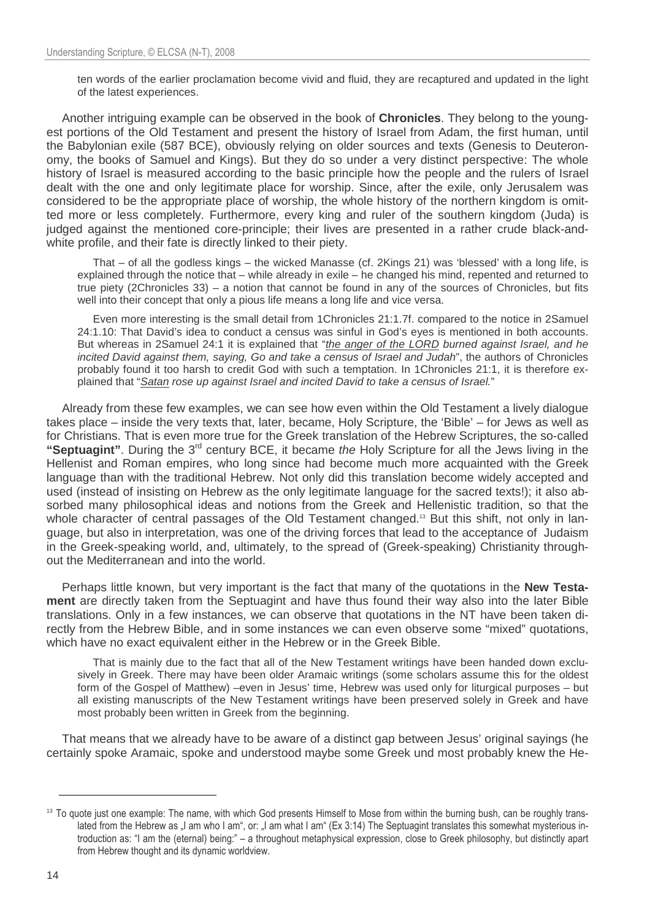ten words of the earlier proclamation become vivid and fluid, they are recaptured and updated in the light of the latest experiences.

Another intriguing example can be observed in the book of **Chronicles**. They belong to the youngest portions of the Old Testament and present the history of Israel from Adam, the first human, until the Babylonian exile (587 BCE), obviously relying on older sources and texts (Genesis to Deuteronomy, the books of Samuel and Kings). But they do so under a very distinct perspective: The whole history of Israel is measured according to the basic principle how the people and the rulers of Israel dealt with the one and only legitimate place for worship. Since, after the exile, only Jerusalem was considered to be the appropriate place of worship, the whole history of the northern kingdom is omitted more or less completely. Furthermore, every king and ruler of the southern kingdom (Juda) is judged against the mentioned core-principle; their lives are presented in a rather crude black-and-white profile, and their fate is directly linked to their piety.

That – of all the godless kings – the wicked Manasse (cf. 2Kings 21) was 'blessed' with a long life, is explained through the notice that – while already in exile – he changed his mind, repented and returned to true piety (2Chronicles 33) – a notion that cannot be found in any of the sources of Chronicles, but fits well into their concept that only a pious life means a long life and vice versa.

Even more interesting is the small detail from 1Chronicles 21:1.7f. compared to the notice in 2Samuel 24:1.10: That David's idea to conduct a census was sinful in God's eyes is mentioned in both accounts. But whereas in 2Samuel 24:1 it is explained that "*the anger of the LORD burned against Israel, and he incited David against them, saying, Go and take a census of Israel and Judah*", the authors of Chronicles probably found it too harsh to credit God with such a temptation. In 1Chronicles 21:1, it is therefore explained that "*Satan rose up against Israel and incited David to take a census of Israel.*"

Already from these few examples, we can see how even within the Old Testament a lively dialogue takes place – inside the very texts that, later, became, Holy Scripture, the 'Bible' – for Jews as well as for Christians. That is even more true for the Greek translation of the Hebrew Scriptures, the so-called **"Septuagint"**. During the 3rd century BCE, it became *the* Holy Scripture for all the Jews living in the Hellenist and Roman empires, who long since had become much more acquainted with the Greek language than with the traditional Hebrew. Not only did this translation become widely accepted and used (instead of insisting on Hebrew as the only legitimate language for the sacred texts!); it also absorbed many philosophical ideas and notions from the Greek and Hellenistic tradition, so that the whole character of central passages of the Old Testament changed.[13] But this shift, not only in language, but also in interpretation, was one of the driving forces that lead to the acceptance of Judaism in the Greek-speaking world, and, ultimately, to the spread of (Greek-speaking) Christianity throughout the Mediterranean and into the world.

Perhaps little known, but very important is the fact that many of the quotations in the **New Testament** are directly taken from the Septuagint and have thus found their way also into the later Bible translations. Only in a few instances, we can observe that quotations in the NT have been taken directly from the Hebrew Bible, and in some instances we can even observe some "mixed" quotations, which have no exact equivalent either in the Hebrew or in the Greek Bible.

That is mainly due to the fact that all of the New Testament writings have been handed down exclusively in Greek. There may have been older Aramaic writings (some scholars assume this for the oldest form of the Gospel of Matthew) –even in Jesus' time, Hebrew was used only for liturgical purposes – but all existing manuscripts of the New Testament writings have been preserved solely in Greek and have most probably been written in Greek from the beginning.

That means that we already have to be aware of a distinct gap between Jesus' original sayings (he certainly spoke Aramaic, spoke and understood maybe some Greek und most probably knew the He-

---

[13] To quote just one example: The name, with which God presents Himself to Mose from within the burning bush, can be roughly translated from the Hebrew as „I am who I am", or: „I am what I am" (Ex 3:14) The Septuagint translates this somewhat mysterious introduction as: "I am the (eternal) being:" – a throughout metaphysical expression, close to Greek philosophy, but distinctly apart from Hebrew thought and its dynamic worldview.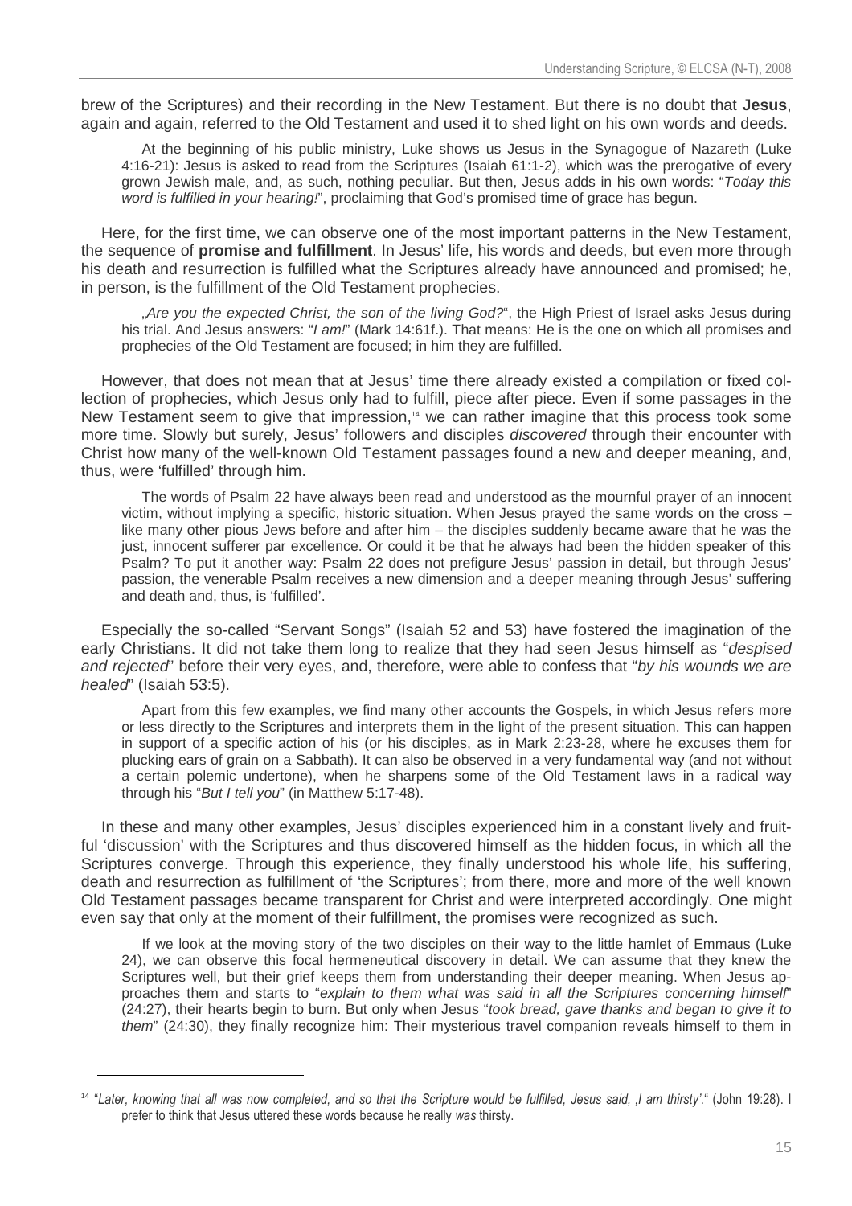brew of the Scriptures) and their recording in the New Testament. But there is no doubt that **Jesus**, again and again, referred to the Old Testament and used it to shed light on his own words and deeds.

> At the beginning of his public ministry, Luke shows us Jesus in the Synagogue of Nazareth (Luke 4:16-21): Jesus is asked to read from the Scriptures (Isaiah 61:1-2), which was the prerogative of every grown Jewish male, and, as such, nothing peculiar. But then, Jesus adds in his own words: "*Today this word is fulfilled in your hearing!*", proclaiming that God's promised time of grace has begun.

Here, for the first time, we can observe one of the most important patterns in the New Testament, the sequence of **promise and fulfillment**. In Jesus' life, his words and deeds, but even more through his death and resurrection is fulfilled what the Scriptures already have announced and promised; he, in person, is the fulfillment of the Old Testament prophecies.

> „*Are you the expected Christ, the son of the living God?*", the High Priest of Israel asks Jesus during his trial. And Jesus answers: "*I am!*" (Mark 14:61f.). That means: He is the one on which all promises and prophecies of the Old Testament are focused; in him they are fulfilled.

However, that does not mean that at Jesus' time there already existed a compilation or fixed collection of prophecies, which Jesus only had to fulfill, piece after piece. Even if some passages in the New Testament seem to give that impression,[14] we can rather imagine that this process took some more time. Slowly but surely, Jesus' followers and disciples *discovered* through their encounter with Christ how many of the well-known Old Testament passages found a new and deeper meaning, and, thus, were 'fulfilled' through him.

> The words of Psalm 22 have always been read and understood as the mournful prayer of an innocent victim, without implying a specific, historic situation. When Jesus prayed the same words on the cross – like many other pious Jews before and after him – the disciples suddenly became aware that he was the just, innocent sufferer par excellence. Or could it be that he always had been the hidden speaker of this Psalm? To put it another way: Psalm 22 does not prefigure Jesus' passion in detail, but through Jesus' passion, the venerable Psalm receives a new dimension and a deeper meaning through Jesus' suffering and death and, thus, is 'fulfilled'.

Especially the so-called "Servant Songs" (Isaiah 52 and 53) have fostered the imagination of the early Christians. It did not take them long to realize that they had seen Jesus himself as "*despised and rejected*" before their very eyes, and, therefore, were able to confess that "*by his wounds we are healed*" (Isaiah 53:5).

> Apart from this few examples, we find many other accounts the Gospels, in which Jesus refers more or less directly to the Scriptures and interprets them in the light of the present situation. This can happen in support of a specific action of his (or his disciples, as in Mark 2:23-28, where he excuses them for plucking ears of grain on a Sabbath). It can also be observed in a very fundamental way (and not without a certain polemic undertone), when he sharpens some of the Old Testament laws in a radical way through his "*But I tell you*" (in Matthew 5:17-48).

In these and many other examples, Jesus' disciples experienced him in a constant lively and fruitful 'discussion' with the Scriptures and thus discovered himself as the hidden focus, in which all the Scriptures converge. Through this experience, they finally understood his whole life, his suffering, death and resurrection as fulfillment of 'the Scriptures'; from there, more and more of the well known Old Testament passages became transparent for Christ and were interpreted accordingly. One might even say that only at the moment of their fulfillment, the promises were recognized as such.

> If we look at the moving story of the two disciples on their way to the little hamlet of Emmaus (Luke 24), we can observe this focal hermeneutical discovery in detail. We can assume that they knew the Scriptures well, but their grief keeps them from understanding their deeper meaning. When Jesus approaches them and starts to "*explain to them what was said in all the Scriptures concerning himself*" (24:27), their hearts begin to burn. But only when Jesus "*took bread, gave thanks and began to give it to them*" (24:30), they finally recognize him: Their mysterious travel companion reveals himself to them in

---

[14] "*Later, knowing that all was now completed, and so that the Scripture would be fulfilled, Jesus said, ‚I am thirsty'*." (John 19:28). I prefer to think that Jesus uttered these words because he really *was* thirsty.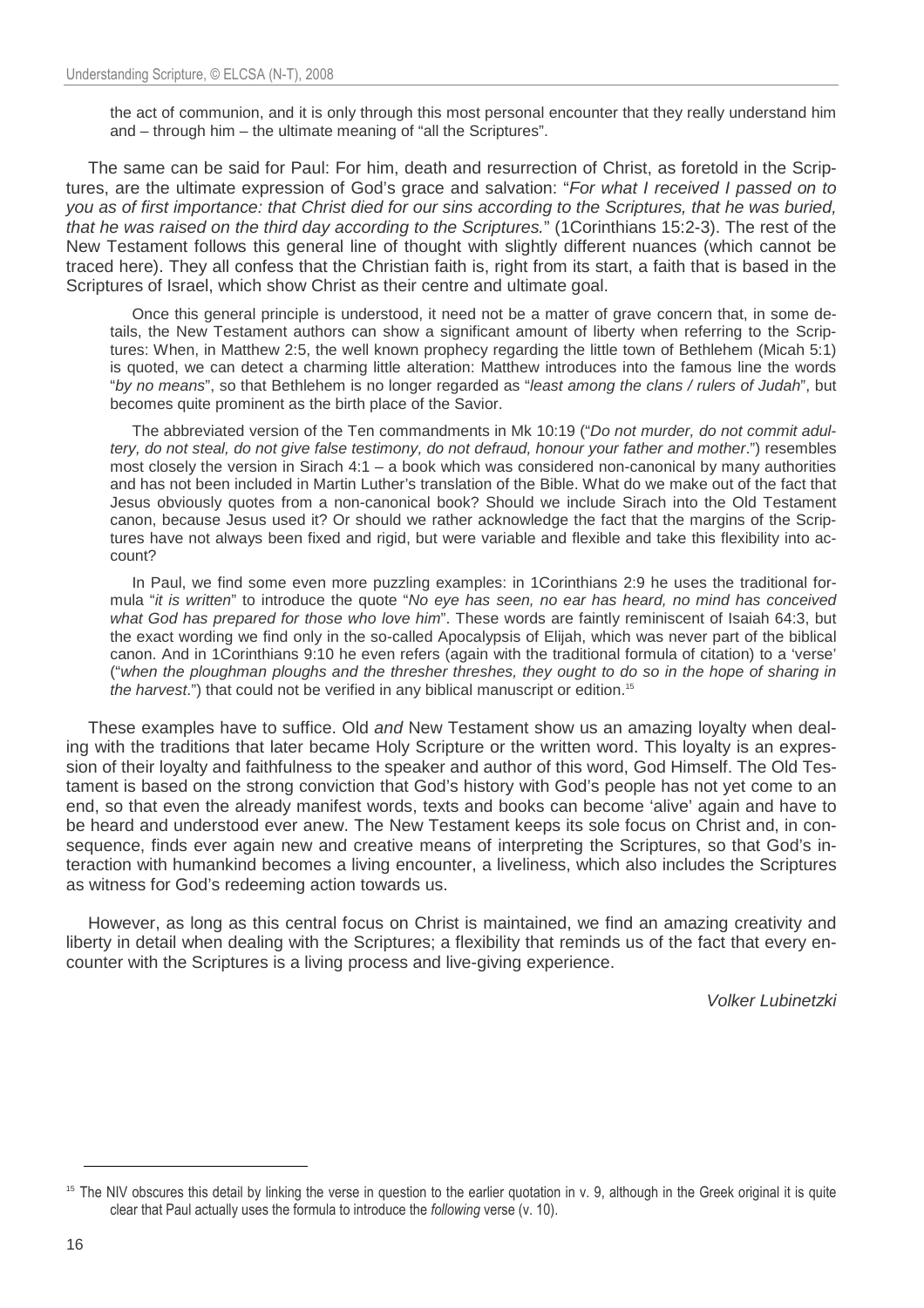the act of communion, and it is only through this most personal encounter that they really understand him and – through him – the ultimate meaning of "all the Scriptures".

The same can be said for Paul: For him, death and resurrection of Christ, as foretold in the Scriptures, are the ultimate expression of God's grace and salvation: "*For what I received I passed on to you as of first importance: that Christ died for our sins according to the Scriptures, that he was buried, that he was raised on the third day according to the Scriptures.*" (1Corinthians 15:2-3). The rest of the New Testament follows this general line of thought with slightly different nuances (which cannot be traced here). They all confess that the Christian faith is, right from its start, a faith that is based in the Scriptures of Israel, which show Christ as their centre and ultimate goal.

Once this general principle is understood, it need not be a matter of grave concern that, in some details, the New Testament authors can show a significant amount of liberty when referring to the Scriptures: When, in Matthew 2:5, the well known prophecy regarding the little town of Bethlehem (Micah 5:1) is quoted, we can detect a charming little alteration: Matthew introduces into the famous line the words "*by no means*", so that Bethlehem is no longer regarded as "*least among the clans / rulers of Judah*", but becomes quite prominent as the birth place of the Savior.

The abbreviated version of the Ten commandments in Mk 10:19 ("*Do not murder, do not commit adultery, do not steal, do not give false testimony, do not defraud, honour your father and mother*.") resembles most closely the version in Sirach 4:1 – a book which was considered non-canonical by many authorities and has not been included in Martin Luther's translation of the Bible. What do we make out of the fact that Jesus obviously quotes from a non-canonical book? Should we include Sirach into the Old Testament canon, because Jesus used it? Or should we rather acknowledge the fact that the margins of the Scriptures have not always been fixed and rigid, but were variable and flexible and take this flexibility into account?

In Paul, we find some even more puzzling examples: in 1Corinthians 2:9 he uses the traditional formula "*it is written*" to introduce the quote "*No eye has seen, no ear has heard, no mind has conceived what God has prepared for those who love him*". These words are faintly reminiscent of Isaiah 64:3, but the exact wording we find only in the so-called Apocalypsis of Elijah, which was never part of the biblical canon. And in 1Corinthians 9:10 he even refers (again with the traditional formula of citation) to a 'verse' ("*when the ploughman ploughs and the thresher threshes, they ought to do so in the hope of sharing in the harvest*.") that could not be verified in any biblical manuscript or edition.[15]

These examples have to suffice. Old *and* New Testament show us an amazing loyalty when dealing with the traditions that later became Holy Scripture or the written word. This loyalty is an expression of their loyalty and faithfulness to the speaker and author of this word, God Himself. The Old Testament is based on the strong conviction that God's history with God's people has not yet come to an end, so that even the already manifest words, texts and books can become 'alive' again and have to be heard and understood ever anew. The New Testament keeps its sole focus on Christ and, in consequence, finds ever again new and creative means of interpreting the Scriptures, so that God's interaction with humankind becomes a living encounter, a liveliness, which also includes the Scriptures as witness for God's redeeming action towards us.

However, as long as this central focus on Christ is maintained, we find an amazing creativity and liberty in detail when dealing with the Scriptures; a flexibility that reminds us of the fact that every encounter with the Scriptures is a living process and live-giving experience.

*Volker Lubinetzki*

---

[15] The NIV obscures this detail by linking the verse in question to the earlier quotation in v. 9, although in the Greek original it is quite clear that Paul actually uses the formula to introduce the *following* verse (v. 10).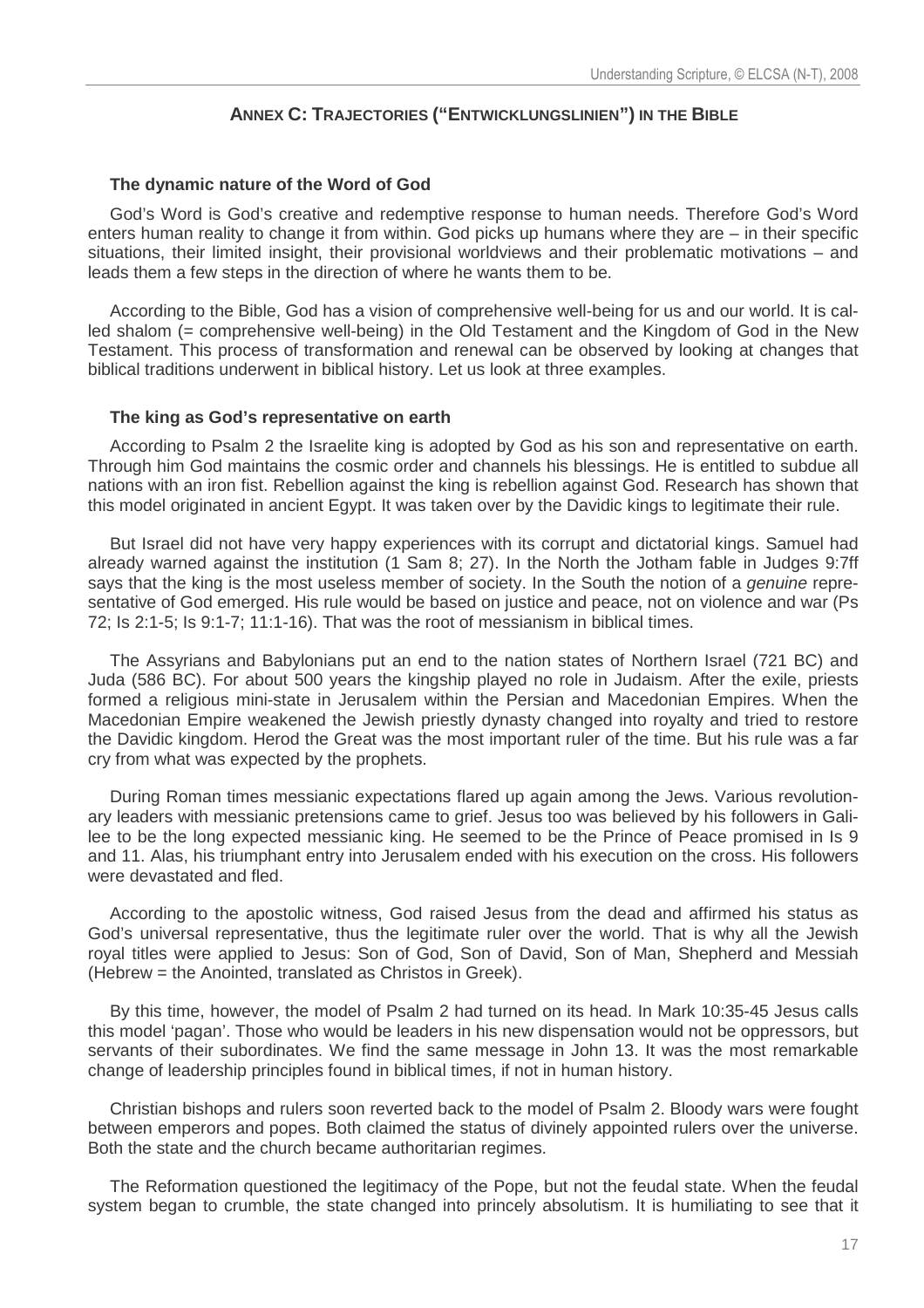## Annex C: Trajectories ("Entwicklungslinien") in the Bible

### The dynamic nature of the Word of God

God's Word is God's creative and redemptive response to human needs. Therefore God's Word enters human reality to change it from within. God picks up humans where they are – in their specific situations, their limited insight, their provisional worldviews and their problematic motivations – and leads them a few steps in the direction of where he wants them to be.

According to the Bible, God has a vision of comprehensive well-being for us and our world. It is called shalom (= comprehensive well-being) in the Old Testament and the Kingdom of God in the New Testament. This process of transformation and renewal can be observed by looking at changes that biblical traditions underwent in biblical history. Let us look at three examples.

### The king as God's representative on earth

According to Psalm 2 the Israelite king is adopted by God as his son and representative on earth. Through him God maintains the cosmic order and channels his blessings. He is entitled to subdue all nations with an iron fist. Rebellion against the king is rebellion against God. Research has shown that this model originated in ancient Egypt. It was taken over by the Davidic kings to legitimate their rule.

But Israel did not have very happy experiences with its corrupt and dictatorial kings. Samuel had already warned against the institution (1 Sam 8; 27). In the North the Jotham fable in Judges 9:7ff says that the king is the most useless member of society. In the South the notion of a *genuine* representative of God emerged. His rule would be based on justice and peace, not on violence and war (Ps 72; Is 2:1-5; Is 9:1-7; 11:1-16). That was the root of messianism in biblical times.

The Assyrians and Babylonians put an end to the nation states of Northern Israel (721 BC) and Juda (586 BC). For about 500 years the kingship played no role in Judaism. After the exile, priests formed a religious mini-state in Jerusalem within the Persian and Macedonian Empires. When the Macedonian Empire weakened the Jewish priestly dynasty changed into royalty and tried to restore the Davidic kingdom. Herod the Great was the most important ruler of the time. But his rule was a far cry from what was expected by the prophets.

During Roman times messianic expectations flared up again among the Jews. Various revolutionary leaders with messianic pretensions came to grief. Jesus too was believed by his followers in Galilee to be the long expected messianic king. He seemed to be the Prince of Peace promised in Is 9 and 11. Alas, his triumphant entry into Jerusalem ended with his execution on the cross. His followers were devastated and fled.

According to the apostolic witness, God raised Jesus from the dead and affirmed his status as God's universal representative, thus the legitimate ruler over the world. That is why all the Jewish royal titles were applied to Jesus: Son of God, Son of David, Son of Man, Shepherd and Messiah (Hebrew = the Anointed, translated as Christos in Greek).

By this time, however, the model of Psalm 2 had turned on its head. In Mark 10:35-45 Jesus calls this model 'pagan'. Those who would be leaders in his new dispensation would not be oppressors, but servants of their subordinates. We find the same message in John 13. It was the most remarkable change of leadership principles found in biblical times, if not in human history.

Christian bishops and rulers soon reverted back to the model of Psalm 2. Bloody wars were fought between emperors and popes. Both claimed the status of divinely appointed rulers over the universe. Both the state and the church became authoritarian regimes.

The Reformation questioned the legitimacy of the Pope, but not the feudal state. When the feudal system began to crumble, the state changed into princely absolutism. It is humiliating to see that it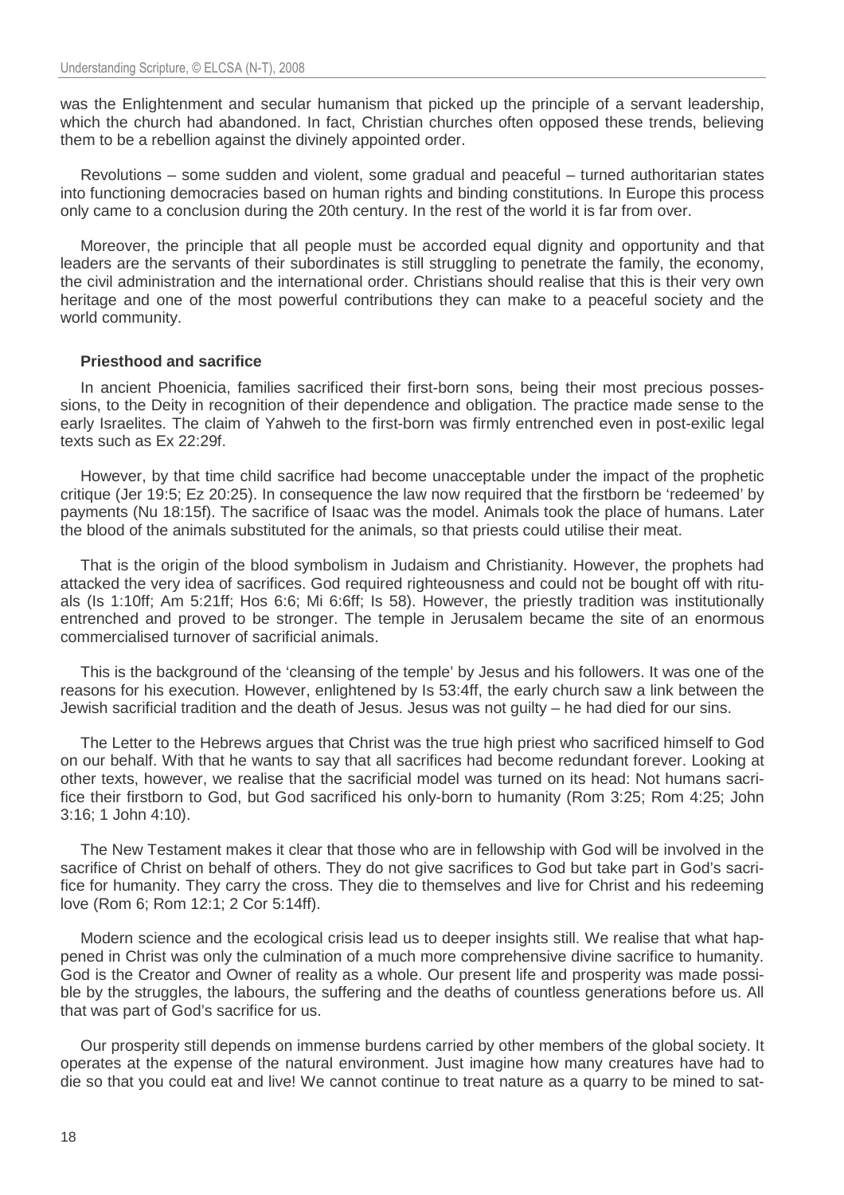was the Enlightenment and secular humanism that picked up the principle of a servant leadership, which the church had abandoned. In fact, Christian churches often opposed these trends, believing them to be a rebellion against the divinely appointed order.

Revolutions – some sudden and violent, some gradual and peaceful – turned authoritarian states into functioning democracies based on human rights and binding constitutions. In Europe this process only came to a conclusion during the 20th century. In the rest of the world it is far from over.

Moreover, the principle that all people must be accorded equal dignity and opportunity and that leaders are the servants of their subordinates is still struggling to penetrate the family, the economy, the civil administration and the international order. Christians should realise that this is their very own heritage and one of the most powerful contributions they can make to a peaceful society and the world community.

**Priesthood and sacrifice**

In ancient Phoenicia, families sacrificed their first-born sons, being their most precious possessions, to the Deity in recognition of their dependence and obligation. The practice made sense to the early Israelites. The claim of Yahweh to the first-born was firmly entrenched even in post-exilic legal texts such as Ex 22:29f.

However, by that time child sacrifice had become unacceptable under the impact of the prophetic critique (Jer 19:5; Ez 20:25). In consequence the law now required that the firstborn be 'redeemed' by payments (Nu 18:15f). The sacrifice of Isaac was the model. Animals took the place of humans. Later the blood of the animals substituted for the animals, so that priests could utilise their meat.

That is the origin of the blood symbolism in Judaism and Christianity. However, the prophets had attacked the very idea of sacrifices. God required righteousness and could not be bought off with rituals (Is 1:10ff; Am 5:21ff; Hos 6:6; Mi 6:6ff; Is 58). However, the priestly tradition was institutionally entrenched and proved to be stronger. The temple in Jerusalem became the site of an enormous commercialised turnover of sacrificial animals.

This is the background of the 'cleansing of the temple' by Jesus and his followers. It was one of the reasons for his execution. However, enlightened by Is 53:4ff, the early church saw a link between the Jewish sacrificial tradition and the death of Jesus. Jesus was not guilty – he had died for our sins.

The Letter to the Hebrews argues that Christ was the true high priest who sacrificed himself to God on our behalf. With that he wants to say that all sacrifices had become redundant forever. Looking at other texts, however, we realise that the sacrificial model was turned on its head: Not humans sacrifice their firstborn to God, but God sacrificed his only-born to humanity (Rom 3:25; Rom 4:25; John 3:16; 1 John 4:10).

The New Testament makes it clear that those who are in fellowship with God will be involved in the sacrifice of Christ on behalf of others. They do not give sacrifices to God but take part in God's sacrifice for humanity. They carry the cross. They die to themselves and live for Christ and his redeeming love (Rom 6; Rom 12:1; 2 Cor 5:14ff).

Modern science and the ecological crisis lead us to deeper insights still. We realise that what happened in Christ was only the culmination of a much more comprehensive divine sacrifice to humanity. God is the Creator and Owner of reality as a whole. Our present life and prosperity was made possible by the struggles, the labours, the suffering and the deaths of countless generations before us. All that was part of God's sacrifice for us.

Our prosperity still depends on immense burdens carried by other members of the global society. It operates at the expense of the natural environment. Just imagine how many creatures have had to die so that you could eat and live! We cannot continue to treat nature as a quarry to be mined to sat-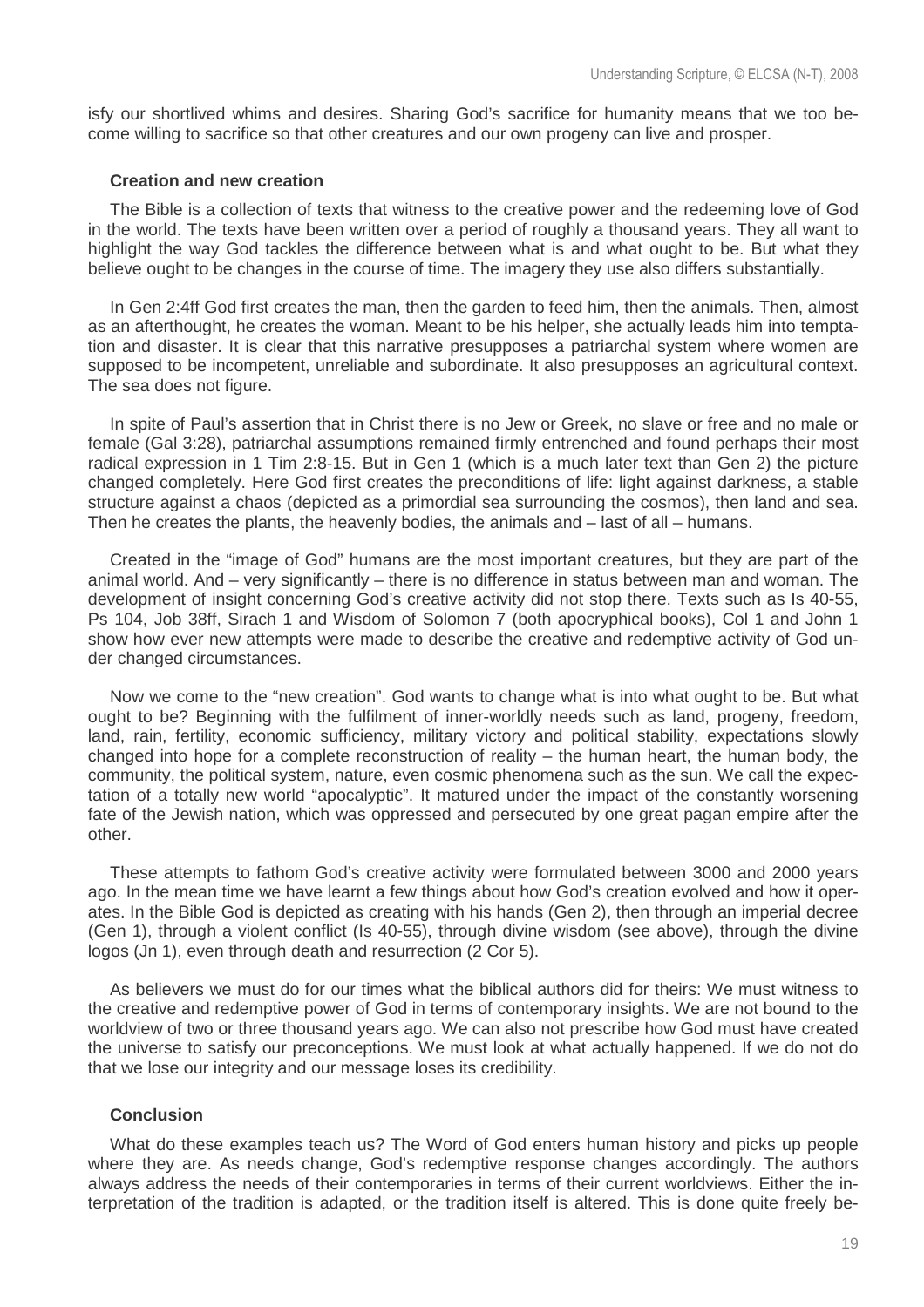isfy our shortlived whims and desires. Sharing God's sacrifice for humanity means that we too become willing to sacrifice so that other creatures and our own progeny can live and prosper.

### Creation and new creation

The Bible is a collection of texts that witness to the creative power and the redeeming love of God in the world. The texts have been written over a period of roughly a thousand years. They all want to highlight the way God tackles the difference between what is and what ought to be. But what they believe ought to be changes in the course of time. The imagery they use also differs substantially.

In Gen 2:4ff God first creates the man, then the garden to feed him, then the animals. Then, almost as an afterthought, he creates the woman. Meant to be his helper, she actually leads him into temptation and disaster. It is clear that this narrative presupposes a patriarchal system where women are supposed to be incompetent, unreliable and subordinate. It also presupposes an agricultural context. The sea does not figure.

In spite of Paul's assertion that in Christ there is no Jew or Greek, no slave or free and no male or female (Gal 3:28), patriarchal assumptions remained firmly entrenched and found perhaps their most radical expression in 1 Tim 2:8-15. But in Gen 1 (which is a much later text than Gen 2) the picture changed completely. Here God first creates the preconditions of life: light against darkness, a stable structure against a chaos (depicted as a primordial sea surrounding the cosmos), then land and sea. Then he creates the plants, the heavenly bodies, the animals and – last of all – humans.

Created in the "image of God" humans are the most important creatures, but they are part of the animal world. And – very significantly – there is no difference in status between man and woman. The development of insight concerning God's creative activity did not stop there. Texts such as Is 40-55, Ps 104, Job 38ff, Sirach 1 and Wisdom of Solomon 7 (both apocryphical books), Col 1 and John 1 show how ever new attempts were made to describe the creative and redemptive activity of God under changed circumstances.

Now we come to the "new creation". God wants to change what is into what ought to be. But what ought to be? Beginning with the fulfilment of inner-worldly needs such as land, progeny, freedom, land, rain, fertility, economic sufficiency, military victory and political stability, expectations slowly changed into hope for a complete reconstruction of reality – the human heart, the human body, the community, the political system, nature, even cosmic phenomena such as the sun. We call the expectation of a totally new world "apocalyptic". It matured under the impact of the constantly worsening fate of the Jewish nation, which was oppressed and persecuted by one great pagan empire after the other.

These attempts to fathom God's creative activity were formulated between 3000 and 2000 years ago. In the mean time we have learnt a few things about how God's creation evolved and how it operates. In the Bible God is depicted as creating with his hands (Gen 2), then through an imperial decree (Gen 1), through a violent conflict (Is 40-55), through divine wisdom (see above), through the divine logos (Jn 1), even through death and resurrection (2 Cor 5).

As believers we must do for our times what the biblical authors did for theirs: We must witness to the creative and redemptive power of God in terms of contemporary insights. We are not bound to the worldview of two or three thousand years ago. We can also not prescribe how God must have created the universe to satisfy our preconceptions. We must look at what actually happened. If we do not do that we lose our integrity and our message loses its credibility.

### Conclusion

What do these examples teach us? The Word of God enters human history and picks up people where they are. As needs change, God's redemptive response changes accordingly. The authors always address the needs of their contemporaries in terms of their current worldviews. Either the interpretation of the tradition is adapted, or the tradition itself is altered. This is done quite freely be-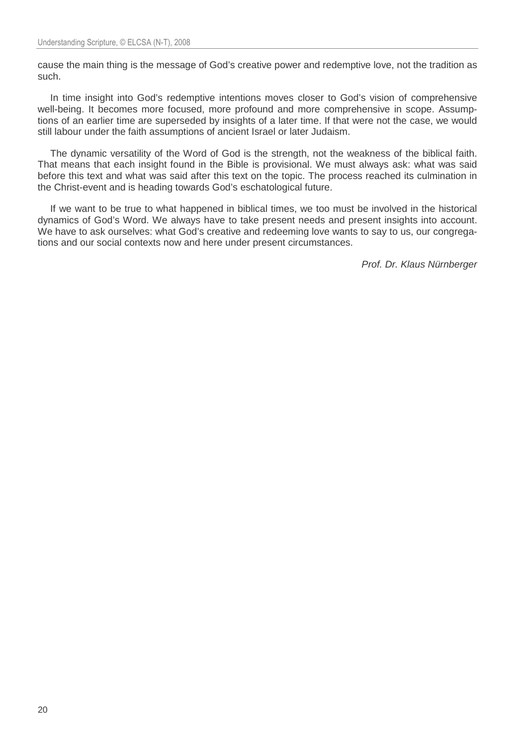cause the main thing is the message of God's creative power and redemptive love, not the tradition as such.

In time insight into God's redemptive intentions moves closer to God's vision of comprehensive well-being. It becomes more focused, more profound and more comprehensive in scope. Assumptions of an earlier time are superseded by insights of a later time. If that were not the case, we would still labour under the faith assumptions of ancient Israel or later Judaism.

The dynamic versatility of the Word of God is the strength, not the weakness of the biblical faith. That means that each insight found in the Bible is provisional. We must always ask: what was said before this text and what was said after this text on the topic. The process reached its culmination in the Christ-event and is heading towards God's eschatological future.

If we want to be true to what happened in biblical times, we too must be involved in the historical dynamics of God's Word. We always have to take present needs and present insights into account. We have to ask ourselves: what God's creative and redeeming love wants to say to us, our congregations and our social contexts now and here under present circumstances.

*Prof. Dr. Klaus Nürnberger*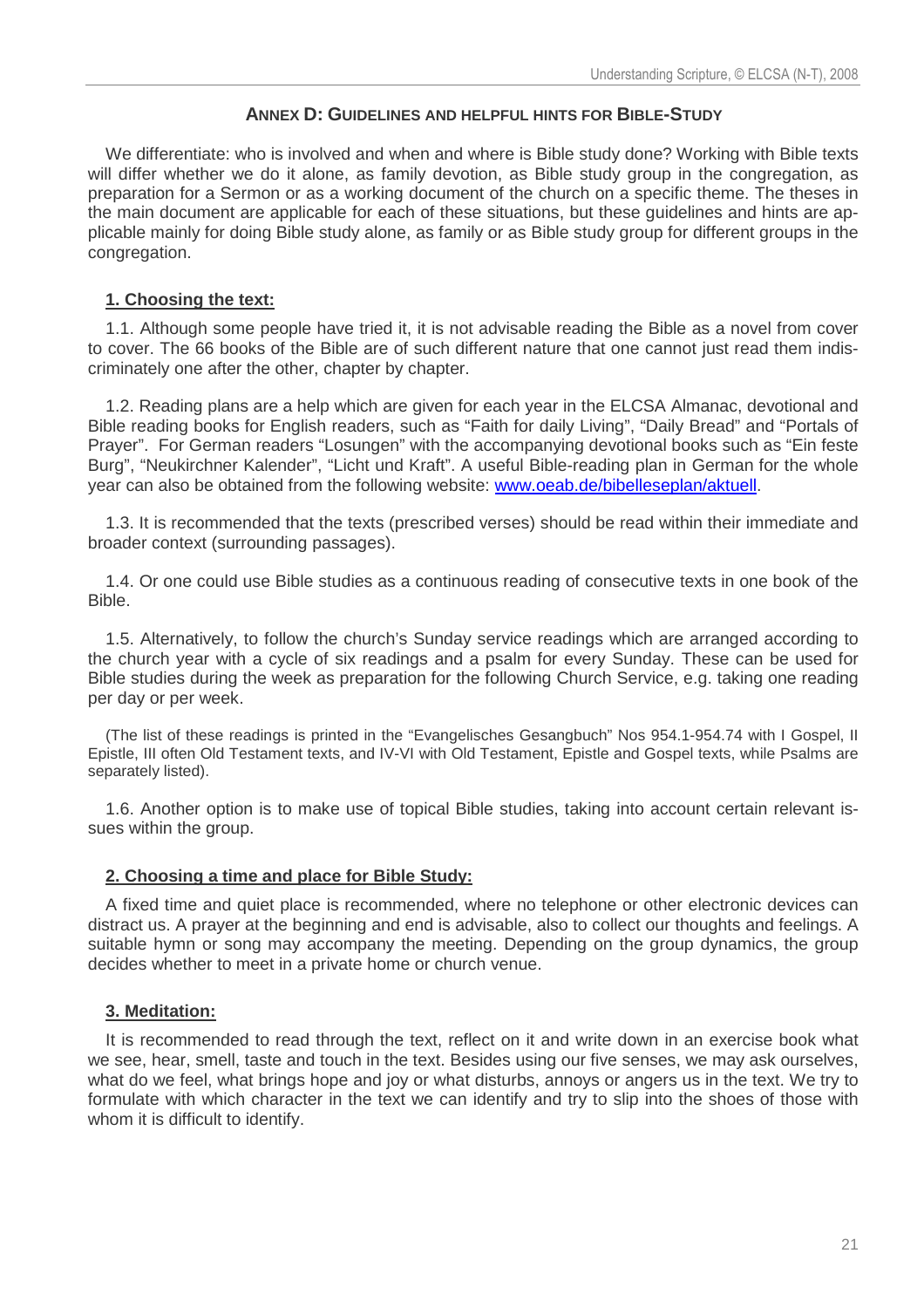## ANNEX D: GUIDELINES AND HELPFUL HINTS FOR BIBLE-STUDY

We differentiate: who is involved and when and where is Bible study done? Working with Bible texts will differ whether we do it alone, as family devotion, as Bible study group in the congregation, as preparation for a Sermon or as a working document of the church on a specific theme. The theses in the main document are applicable for each of these situations, but these guidelines and hints are applicable mainly for doing Bible study alone, as family or as Bible study group for different groups in the congregation.

### 1. Choosing the text:

1.1. Although some people have tried it, it is not advisable reading the Bible as a novel from cover to cover. The 66 books of the Bible are of such different nature that one cannot just read them indiscriminately one after the other, chapter by chapter.

1.2. Reading plans are a help which are given for each year in the ELCSA Almanac, devotional and Bible reading books for English readers, such as "Faith for daily Living", "Daily Bread" and "Portals of Prayer". For German readers "Losungen" with the accompanying devotional books such as "Ein feste Burg", "Neukirchner Kalender", "Licht und Kraft". A useful Bible-reading plan in German for the whole year can also be obtained from the following website: [www.oeab.de/bibelleseplan/aktuell](www.oeab.de/bibelleseplan/aktuell).

1.3. It is recommended that the texts (prescribed verses) should be read within their immediate and broader context (surrounding passages).

1.4. Or one could use Bible studies as a continuous reading of consecutive texts in one book of the Bible.

1.5. Alternatively, to follow the church's Sunday service readings which are arranged according to the church year with a cycle of six readings and a psalm for every Sunday. These can be used for Bible studies during the week as preparation for the following Church Service, e.g. taking one reading per day or per week.

(The list of these readings is printed in the "Evangelisches Gesangbuch" Nos 954.1-954.74 with I Gospel, II Epistle, III often Old Testament texts, and IV-VI with Old Testament, Epistle and Gospel texts, while Psalms are separately listed).

1.6. Another option is to make use of topical Bible studies, taking into account certain relevant issues within the group.

### 2. Choosing a time and place for Bible Study:

A fixed time and quiet place is recommended, where no telephone or other electronic devices can distract us. A prayer at the beginning and end is advisable, also to collect our thoughts and feelings. A suitable hymn or song may accompany the meeting. Depending on the group dynamics, the group decides whether to meet in a private home or church venue.

### 3. Meditation:

It is recommended to read through the text, reflect on it and write down in an exercise book what we see, hear, smell, taste and touch in the text. Besides using our five senses, we may ask ourselves, what do we feel, what brings hope and joy or what disturbs, annoys or angers us in the text. We try to formulate with which character in the text we can identify and try to slip into the shoes of those with whom it is difficult to identify.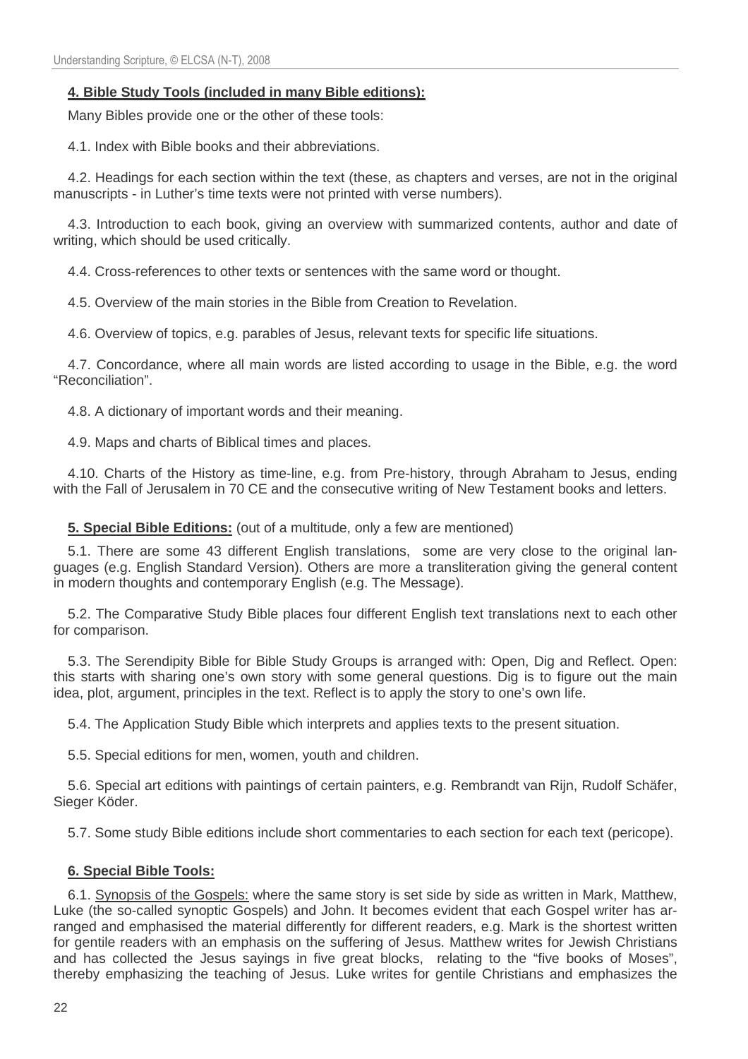**4. Bible Study Tools (included in many Bible editions):**

Many Bibles provide one or the other of these tools:

4.1. Index with Bible books and their abbreviations.

4.2. Headings for each section within the text (these, as chapters and verses, are not in the original manuscripts - in Luther's time texts were not printed with verse numbers).

4.3. Introduction to each book, giving an overview with summarized contents, author and date of writing, which should be used critically.

4.4. Cross-references to other texts or sentences with the same word or thought.

4.5. Overview of the main stories in the Bible from Creation to Revelation.

4.6. Overview of topics, e.g. parables of Jesus, relevant texts for specific life situations.

4.7. Concordance, where all main words are listed according to usage in the Bible, e.g. the word "Reconciliation".

4.8. A dictionary of important words and their meaning.

4.9. Maps and charts of Biblical times and places.

4.10. Charts of the History as time-line, e.g. from Pre-history, through Abraham to Jesus, ending with the Fall of Jerusalem in 70 CE and the consecutive writing of New Testament books and letters.

**5. Special Bible Editions:** (out of a multitude, only a few are mentioned)

5.1. There are some 43 different English translations, some are very close to the original languages (e.g. English Standard Version). Others are more a transliteration giving the general content in modern thoughts and contemporary English (e.g. The Message).

5.2. The Comparative Study Bible places four different English text translations next to each other for comparison.

5.3. The Serendipity Bible for Bible Study Groups is arranged with: Open, Dig and Reflect. Open: this starts with sharing one's own story with some general questions. Dig is to figure out the main idea, plot, argument, principles in the text. Reflect is to apply the story to one's own life.

5.4. The Application Study Bible which interprets and applies texts to the present situation.

5.5. Special editions for men, women, youth and children.

5.6. Special art editions with paintings of certain painters, e.g. Rembrandt van Rijn, Rudolf Schäfer, Sieger Köder.

5.7. Some study Bible editions include short commentaries to each section for each text (pericope).

**6. Special Bible Tools:**

6.1. Synopsis of the Gospels: where the same story is set side by side as written in Mark, Matthew, Luke (the so-called synoptic Gospels) and John. It becomes evident that each Gospel writer has arranged and emphasised the material differently for different readers, e.g. Mark is the shortest written for gentile readers with an emphasis on the suffering of Jesus. Matthew writes for Jewish Christians and has collected the Jesus sayings in five great blocks, relating to the "five books of Moses", thereby emphasizing the teaching of Jesus. Luke writes for gentile Christians and emphasizes the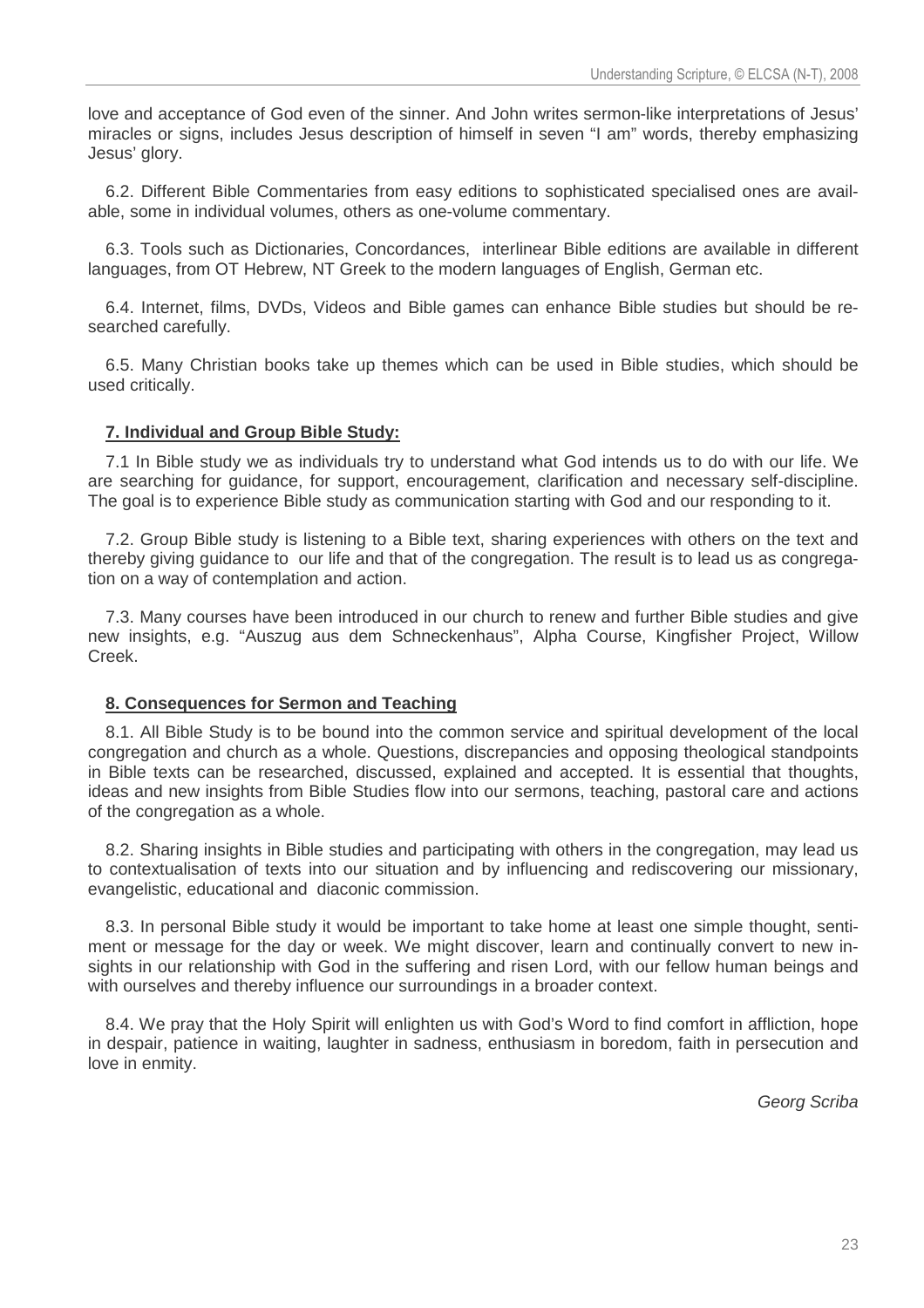love and acceptance of God even of the sinner. And John writes sermon-like interpretations of Jesus' miracles or signs, includes Jesus description of himself in seven "I am" words, thereby emphasizing Jesus' glory.

6.2. Different Bible Commentaries from easy editions to sophisticated specialised ones are available, some in individual volumes, others as one-volume commentary.

6.3. Tools such as Dictionaries, Concordances, interlinear Bible editions are available in different languages, from OT Hebrew, NT Greek to the modern languages of English, German etc.

6.4. Internet, films, DVDs, Videos and Bible games can enhance Bible studies but should be researched carefully.

6.5. Many Christian books take up themes which can be used in Bible studies, which should be used critically.

## **7. Individual and Group Bible Study:**

7.1 In Bible study we as individuals try to understand what God intends us to do with our life. We are searching for guidance, for support, encouragement, clarification and necessary self-discipline. The goal is to experience Bible study as communication starting with God and our responding to it.

7.2. Group Bible study is listening to a Bible text, sharing experiences with others on the text and thereby giving guidance to our life and that of the congregation. The result is to lead us as congregation on a way of contemplation and action.

7.3. Many courses have been introduced in our church to renew and further Bible studies and give new insights, e.g. "Auszug aus dem Schneckenhaus", Alpha Course, Kingfisher Project, Willow Creek.

## **8. Consequences for Sermon and Teaching**

8.1. All Bible Study is to be bound into the common service and spiritual development of the local congregation and church as a whole. Questions, discrepancies and opposing theological standpoints in Bible texts can be researched, discussed, explained and accepted. It is essential that thoughts, ideas and new insights from Bible Studies flow into our sermons, teaching, pastoral care and actions of the congregation as a whole.

8.2. Sharing insights in Bible studies and participating with others in the congregation, may lead us to contextualisation of texts into our situation and by influencing and rediscovering our missionary, evangelistic, educational and diaconic commission.

8.3. In personal Bible study it would be important to take home at least one simple thought, sentiment or message for the day or week. We might discover, learn and continually convert to new insights in our relationship with God in the suffering and risen Lord, with our fellow human beings and with ourselves and thereby influence our surroundings in a broader context.

8.4. We pray that the Holy Spirit will enlighten us with God's Word to find comfort in affliction, hope in despair, patience in waiting, laughter in sadness, enthusiasm in boredom, faith in persecution and love in enmity.

*Georg Scriba*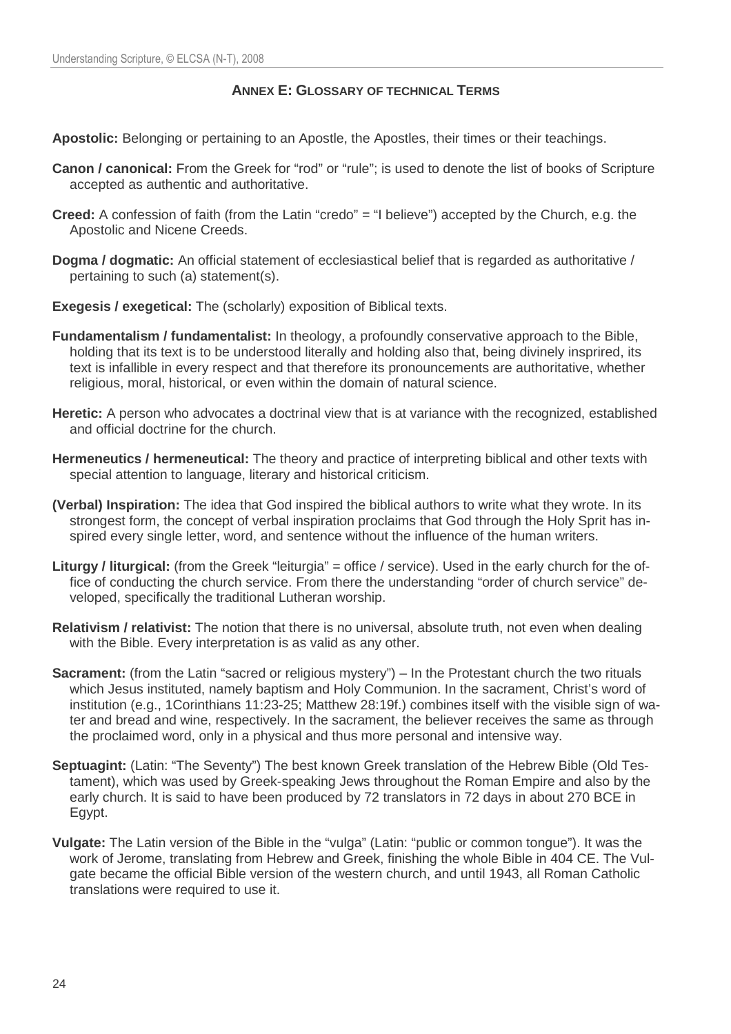## ANNEX E: GLOSSARY OF TECHNICAL TERMS

**Apostolic:** Belonging or pertaining to an Apostle, the Apostles, their times or their teachings.

**Canon / canonical:** From the Greek for "rod" or "rule"; is used to denote the list of books of Scripture accepted as authentic and authoritative.

**Creed:** A confession of faith (from the Latin "credo" = "I believe") accepted by the Church, e.g. the Apostolic and Nicene Creeds.

**Dogma / dogmatic:** An official statement of ecclesiastical belief that is regarded as authoritative / pertaining to such (a) statement(s).

**Exegesis / exegetical:** The (scholarly) exposition of Biblical texts.

**Fundamentalism / fundamentalist:** In theology, a profoundly conservative approach to the Bible, holding that its text is to be understood literally and holding also that, being divinely insprired, its text is infallible in every respect and that therefore its pronouncements are authoritative, whether religious, moral, historical, or even within the domain of natural science.

**Heretic:** A person who advocates a doctrinal view that is at variance with the recognized, established and official doctrine for the church.

**Hermeneutics / hermeneutical:** The theory and practice of interpreting biblical and other texts with special attention to language, literary and historical criticism.

**(Verbal) Inspiration:** The idea that God inspired the biblical authors to write what they wrote. In its strongest form, the concept of verbal inspiration proclaims that God through the Holy Sprit has inspired every single letter, word, and sentence without the influence of the human writers.

**Liturgy / liturgical:** (from the Greek "leiturgia" = office / service). Used in the early church for the office of conducting the church service. From there the understanding "order of church service" developed, specifically the traditional Lutheran worship.

**Relativism / relativist:** The notion that there is no universal, absolute truth, not even when dealing with the Bible. Every interpretation is as valid as any other.

**Sacrament:** (from the Latin "sacred or religious mystery") – In the Protestant church the two rituals which Jesus instituted, namely baptism and Holy Communion. In the sacrament, Christ's word of institution (e.g., 1Corinthians 11:23-25; Matthew 28:19f.) combines itself with the visible sign of water and bread and wine, respectively. In the sacrament, the believer receives the same as through the proclaimed word, only in a physical and thus more personal and intensive way.

**Septuagint:** (Latin: "The Seventy") The best known Greek translation of the Hebrew Bible (Old Testament), which was used by Greek-speaking Jews throughout the Roman Empire and also by the early church. It is said to have been produced by 72 translators in 72 days in about 270 BCE in Egypt.

**Vulgate:** The Latin version of the Bible in the "vulga" (Latin: "public or common tongue"). It was the work of Jerome, translating from Hebrew and Greek, finishing the whole Bible in 404 CE. The Vulgate became the official Bible version of the western church, and until 1943, all Roman Catholic translations were required to use it.